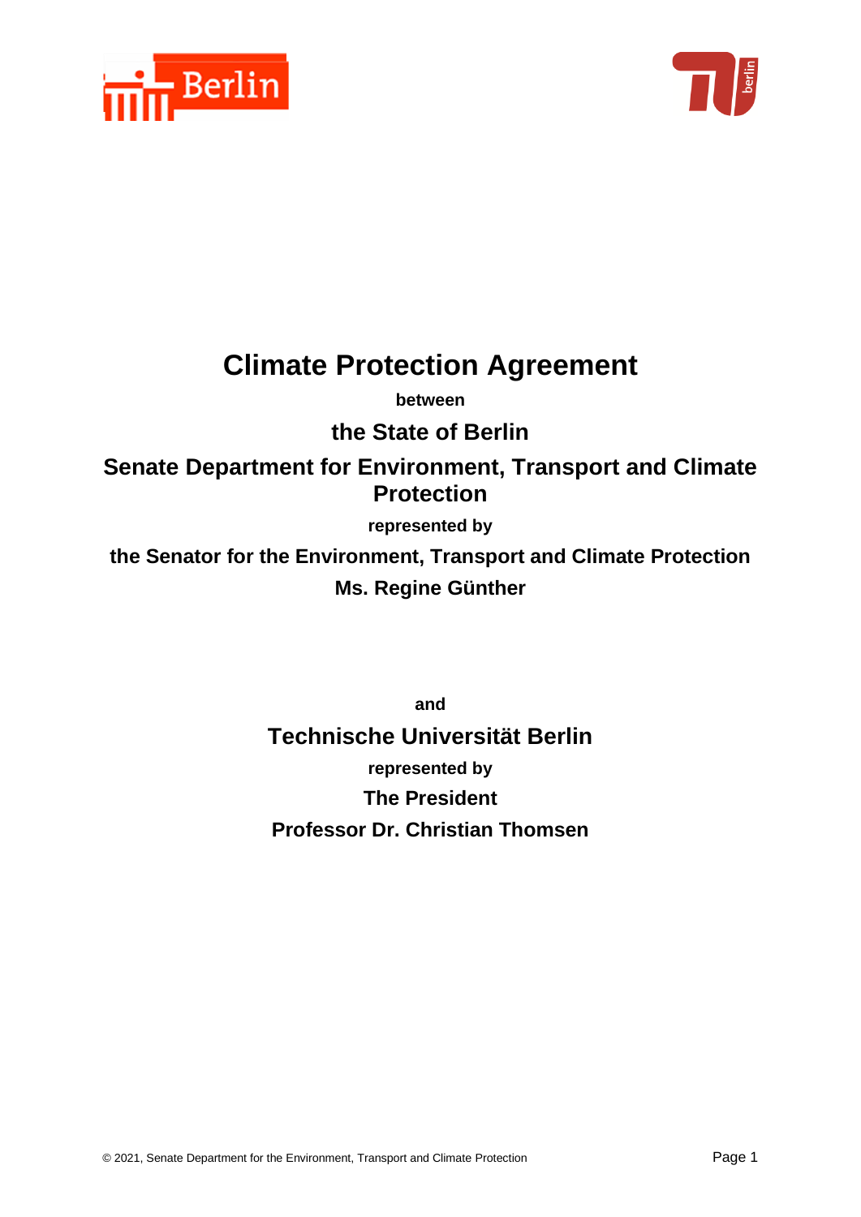# Climate Protection Agreement

**between**

**the State of Berlin**

**Senate Department for Environment, Transport and Climate Protection**

**represented by**

**the Senator for the Environment, Transport and Climate Protection**

**Ms. Regine Günther**

**and**

**Technische Universität Berlin**

**represented by**

**The President**

**Professor Dr. Christian Thomsen**

© 2021, Senate Department for the Environment, Transport and Climate Protection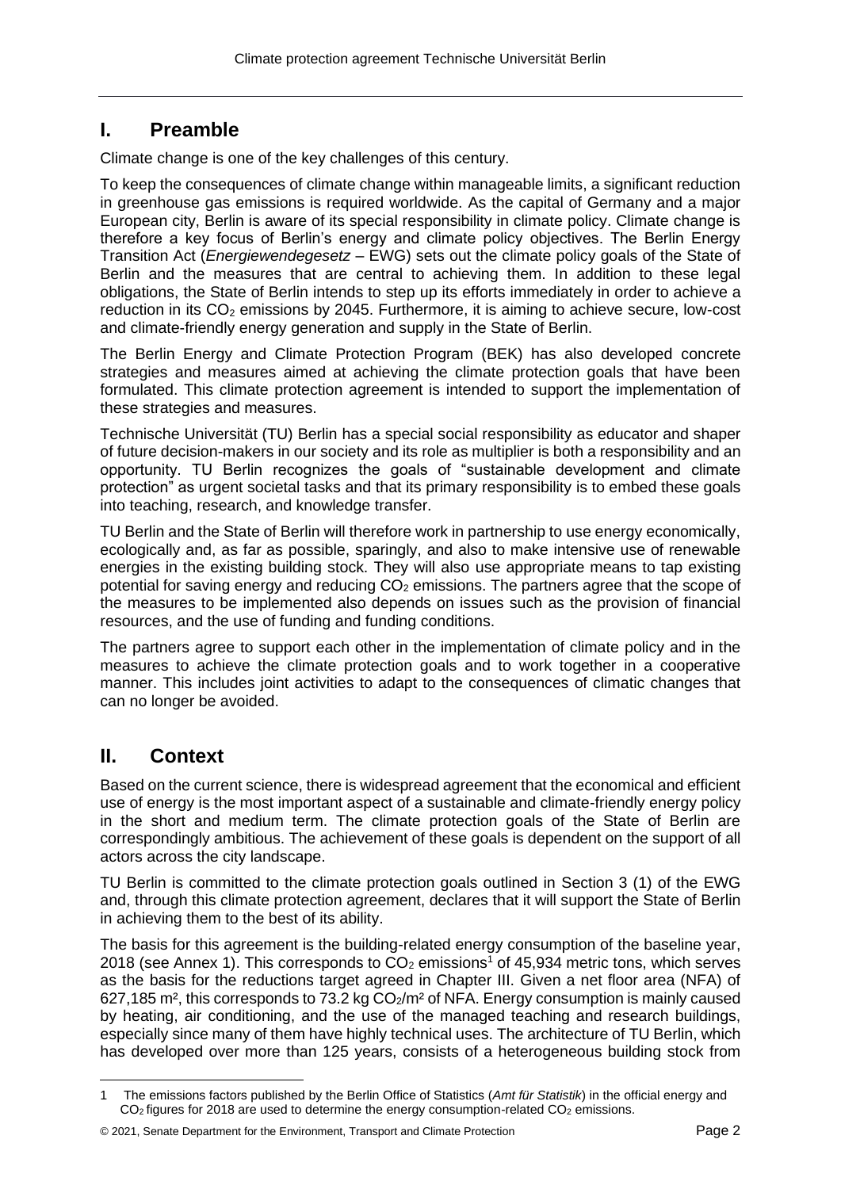## I. Preamble

Climate change is one of the key challenges of this century.

To keep the consequences of climate change within manageable limits, a significant reduction in greenhouse gas emissions is required worldwide. As the capital of Germany and a major European city, Berlin is aware of its special responsibility in climate policy. Climate change is therefore a key focus of Berlin's energy and climate policy objectives. The Berlin Energy Transition Act (*Energiewendegesetz* – EWG) sets out the climate policy goals of the State of Berlin and the measures that are central to achieving them. In addition to these legal obligations, the State of Berlin intends to step up its efforts immediately in order to achieve a reduction in its $CO_2$ emissions by 2045. Furthermore, it is aiming to achieve secure, low-cost and climate-friendly energy generation and supply in the State of Berlin.

The Berlin Energy and Climate Protection Program (BEK) has also developed concrete strategies and measures aimed at achieving the climate protection goals that have been formulated. This climate protection agreement is intended to support the implementation of these strategies and measures.

Technische Universität (TU) Berlin has a special social responsibility as educator and shaper of future decision-makers in our society and its role as multiplier is both a responsibility and an opportunity. TU Berlin recognizes the goals of "sustainable development and climate protection" as urgent societal tasks and that its primary responsibility is to embed these goals into teaching, research, and knowledge transfer.

TU Berlin and the State of Berlin will therefore work in partnership to use energy economically, ecologically and, as far as possible, sparingly, and also to make intensive use of renewable energies in the existing building stock. They will also use appropriate means to tap existing potential for saving energy and reducing $CO_2$ emissions. The partners agree that the scope of the measures to be implemented also depends on issues such as the provision of financial resources, and the use of funding and funding conditions.

The partners agree to support each other in the implementation of climate policy and in the measures to achieve the climate protection goals and to work together in a cooperative manner. This includes joint activities to adapt to the consequences of climatic changes that can no longer be avoided.

## II. Context

Based on the current science, there is widespread agreement that the economical and efficient use of energy is the most important aspect of a sustainable and climate-friendly energy policy in the short and medium term. The climate protection goals of the State of Berlin are correspondingly ambitious. The achievement of these goals is dependent on the support of all actors across the city landscape.

TU Berlin is committed to the climate protection goals outlined in Section 3 (1) of the EWG and, through this climate protection agreement, declares that it will support the State of Berlin in achieving them to the best of its ability.

The basis for this agreement is the building-related energy consumption of the baseline year, 2018 (see Annex 1). This corresponds to $CO_2$ emissions[1] of 45,934 metric tons, which serves as the basis for the reductions target agreed in Chapter III. Given a net floor area (NFA) of 627,185 m², this corresponds to 73.2 kg $CO_2$/m² of NFA. Energy consumption is mainly caused by heating, air conditioning, and the use of the managed teaching and research buildings, especially since many of them have highly technical uses. The architecture of TU Berlin, which has developed over more than 125 years, consists of a heterogeneous building stock from

[1] The emissions factors published by the Berlin Office of Statistics (*Amt für Statistik*) in the official energy and $CO_2$ figures for 2018 are used to determine the energy consumption-related $CO_2$ emissions.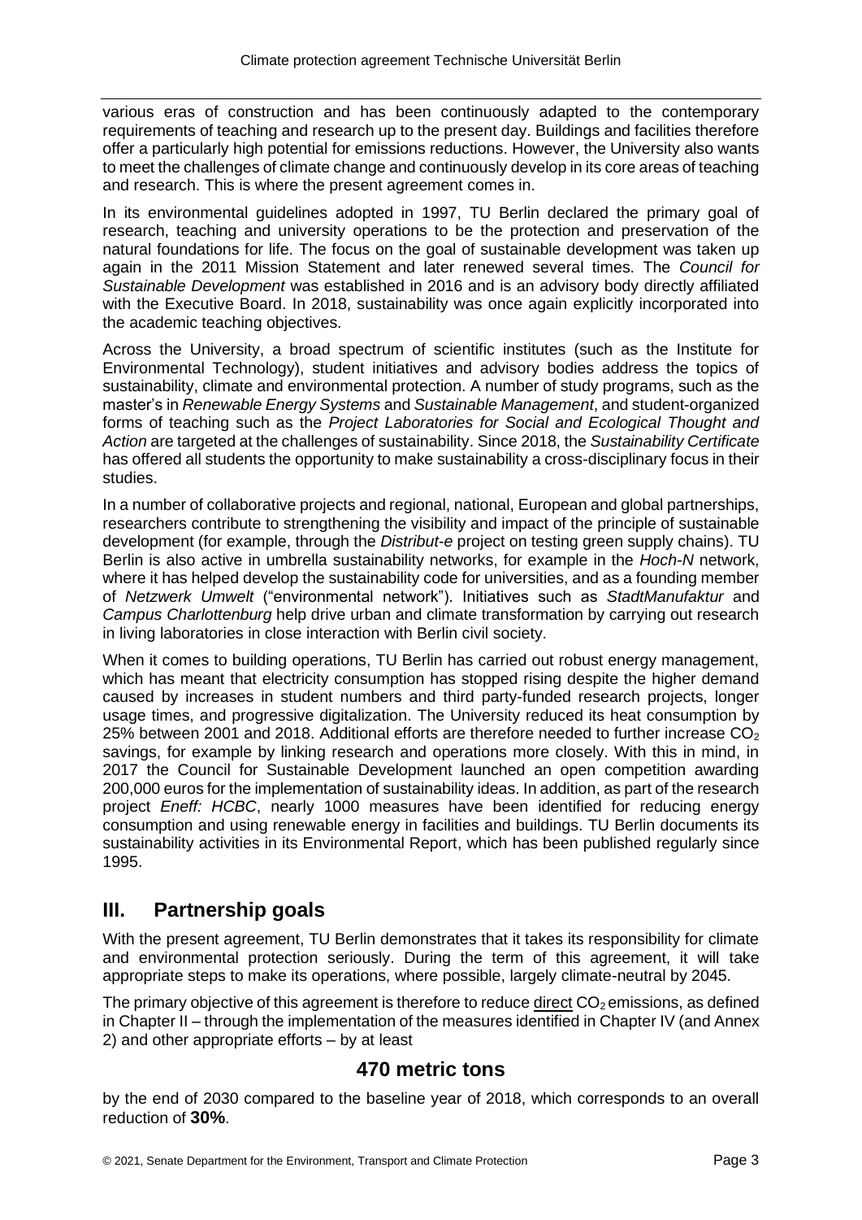various eras of construction and has been continuously adapted to the contemporary requirements of teaching and research up to the present day. Buildings and facilities therefore offer a particularly high potential for emissions reductions. However, the University also wants to meet the challenges of climate change and continuously develop in its core areas of teaching and research. This is where the present agreement comes in.

In its environmental guidelines adopted in 1997, TU Berlin declared the primary goal of research, teaching and university operations to be the protection and preservation of the natural foundations for life. The focus on the goal of sustainable development was taken up again in the 2011 Mission Statement and later renewed several times. The *Council for Sustainable Development* was established in 2016 and is an advisory body directly affiliated with the Executive Board. In 2018, sustainability was once again explicitly incorporated into the academic teaching objectives.

Across the University, a broad spectrum of scientific institutes (such as the Institute for Environmental Technology), student initiatives and advisory bodies address the topics of sustainability, climate and environmental protection. A number of study programs, such as the master's in *Renewable Energy Systems* and *Sustainable Management*, and student-organized forms of teaching such as the *Project Laboratories for Social and Ecological Thought and Action* are targeted at the challenges of sustainability. Since 2018, the *Sustainability Certificate* has offered all students the opportunity to make sustainability a cross-disciplinary focus in their studies.

In a number of collaborative projects and regional, national, European and global partnerships, researchers contribute to strengthening the visibility and impact of the principle of sustainable development (for example, through the *Distribut-e* project on testing green supply chains). TU Berlin is also active in umbrella sustainability networks, for example in the *Hoch-N* network, where it has helped develop the sustainability code for universities, and as a founding member of *Netzwerk Umwelt* ("environmental network"). Initiatives such as *StadtManufaktur* and *Campus Charlottenburg* help drive urban and climate transformation by carrying out research in living laboratories in close interaction with Berlin civil society.

When it comes to building operations, TU Berlin has carried out robust energy management, which has meant that electricity consumption has stopped rising despite the higher demand caused by increases in student numbers and third party-funded research projects, longer usage times, and progressive digitalization. The University reduced its heat consumption by 25% between 2001 and 2018. Additional efforts are therefore needed to further increase $CO_2$ savings, for example by linking research and operations more closely. With this in mind, in 2017 the Council for Sustainable Development launched an open competition awarding 200,000 euros for the implementation of sustainability ideas. In addition, as part of the research project *Eneff: HCBC*, nearly 1000 measures have been identified for reducing energy consumption and using renewable energy in facilities and buildings. TU Berlin documents its sustainability activities in its Environmental Report, which has been published regularly since 1995.

## III. Partnership goals

With the present agreement, TU Berlin demonstrates that it takes its responsibility for climate and environmental protection seriously. During the term of this agreement, it will take appropriate steps to make its operations, where possible, largely climate-neutral by 2045.

The primary objective of this agreement is therefore to reduce direct $CO_2$ emissions, as defined in Chapter II – through the implementation of the measures identified in Chapter IV (and Annex 2) and other appropriate efforts – by at least

**470 metric tons**

by the end of 2030 compared to the baseline year of 2018, which corresponds to an overall reduction of **30%**.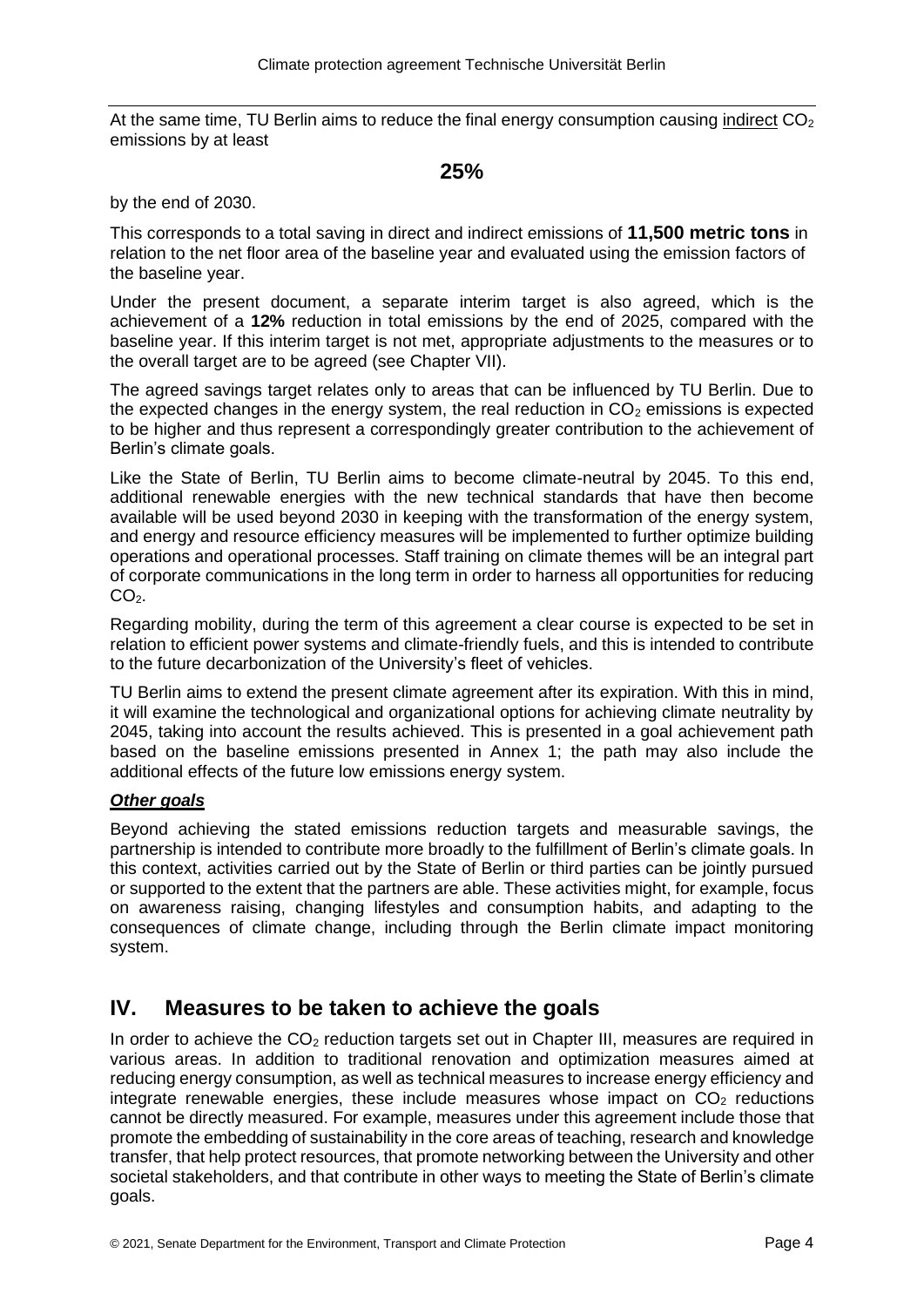At the same time, TU Berlin aims to reduce the final energy consumption causing indirect $CO_2$ emissions by at least

**25%**

by the end of 2030.

This corresponds to a total saving in direct and indirect emissions of **11,500 metric tons** in relation to the net floor area of the baseline year and evaluated using the emission factors of the baseline year.

Under the present document, a separate interim target is also agreed, which is the achievement of a **12%** reduction in total emissions by the end of 2025, compared with the baseline year. If this interim target is not met, appropriate adjustments to the measures or to the overall target are to be agreed (see Chapter VII).

The agreed savings target relates only to areas that can be influenced by TU Berlin. Due to the expected changes in the energy system, the real reduction in $CO_2$ emissions is expected to be higher and thus represent a correspondingly greater contribution to the achievement of Berlin's climate goals.

Like the State of Berlin, TU Berlin aims to become climate-neutral by 2045. To this end, additional renewable energies with the new technical standards that have then become available will be used beyond 2030 in keeping with the transformation of the energy system, and energy and resource efficiency measures will be implemented to further optimize building operations and operational processes. Staff training on climate themes will be an integral part of corporate communications in the long term in order to harness all opportunities for reducing $CO_2$.

Regarding mobility, during the term of this agreement a clear course is expected to be set in relation to efficient power systems and climate-friendly fuels, and this is intended to contribute to the future decarbonization of the University's fleet of vehicles.

TU Berlin aims to extend the present climate agreement after its expiration. With this in mind, it will examine the technological and organizational options for achieving climate neutrality by 2045, taking into account the results achieved. This is presented in a goal achievement path based on the baseline emissions presented in Annex 1; the path may also include the additional effects of the future low emissions energy system.

***Other goals***

Beyond achieving the stated emissions reduction targets and measurable savings, the partnership is intended to contribute more broadly to the fulfillment of Berlin's climate goals. In this context, activities carried out by the State of Berlin or third parties can be jointly pursued or supported to the extent that the partners are able. These activities might, for example, focus on awareness raising, changing lifestyles and consumption habits, and adapting to the consequences of climate change, including through the Berlin climate impact monitoring system.

## IV. Measures to be taken to achieve the goals

In order to achieve the $CO_2$ reduction targets set out in Chapter III, measures are required in various areas. In addition to traditional renovation and optimization measures aimed at reducing energy consumption, as well as technical measures to increase energy efficiency and integrate renewable energies, these include measures whose impact on $CO_2$ reductions cannot be directly measured. For example, measures under this agreement include those that promote the embedding of sustainability in the core areas of teaching, research and knowledge transfer, that help protect resources, that promote networking between the University and other societal stakeholders, and that contribute in other ways to meeting the State of Berlin's climate goals.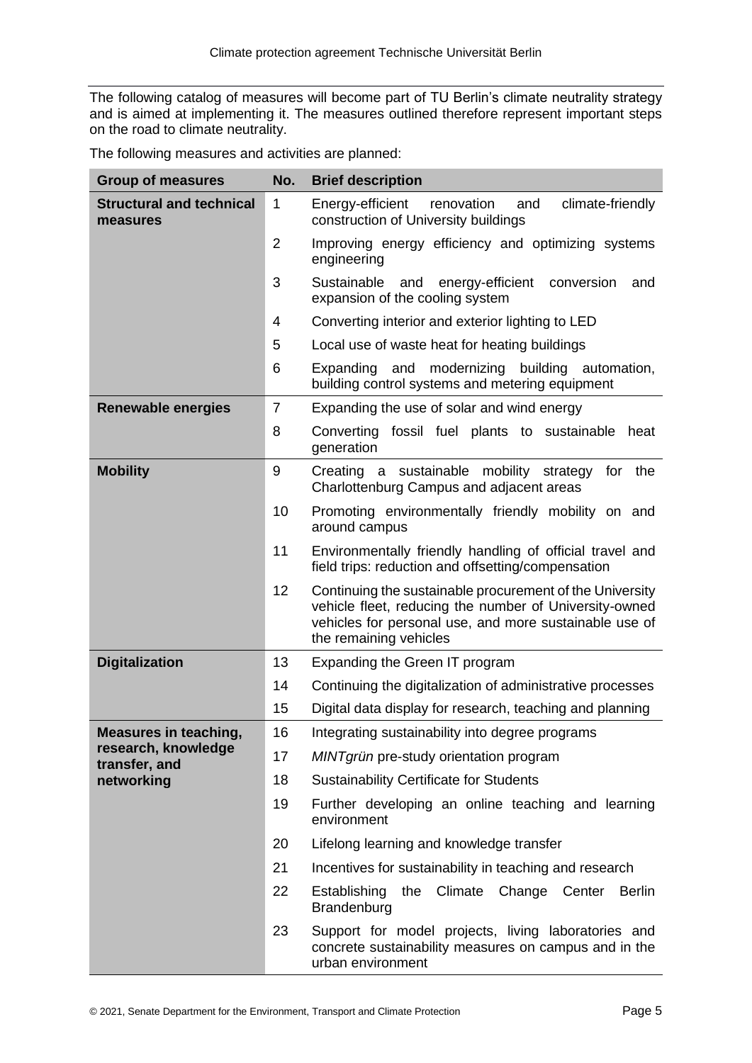The following catalog of measures will become part of TU Berlin's climate neutrality strategy and is aimed at implementing it. The measures outlined therefore represent important steps on the road to climate neutrality.

The following measures and activities are planned:

| Group of measures | No. | Brief description |
|---|---|---|
| **Structural and technical measures** | 1 | Energy-efficient renovation and climate-friendly construction of University buildings |
| | 2 | Improving energy efficiency and optimizing systems engineering |
| | 3 | Sustainable and energy-efficient conversion and expansion of the cooling system |
| | 4 | Converting interior and exterior lighting to LED |
| | 5 | Local use of waste heat for heating buildings |
| | 6 | Expanding and modernizing building automation, building control systems and metering equipment |
| **Renewable energies** | 7 | Expanding the use of solar and wind energy |
| | 8 | Converting fossil fuel plants to sustainable heat generation |
| **Mobility** | 9 | Creating a sustainable mobility strategy for the Charlottenburg Campus and adjacent areas |
| | 10 | Promoting environmentally friendly mobility on and around campus |
| | 11 | Environmentally friendly handling of official travel and field trips: reduction and offsetting/compensation |
| | 12 | Continuing the sustainable procurement of the University vehicle fleet, reducing the number of University-owned vehicles for personal use, and more sustainable use of the remaining vehicles |
| **Digitalization** | 13 | Expanding the Green IT program |
| | 14 | Continuing the digitalization of administrative processes |
| | 15 | Digital data display for research, teaching and planning |
| **Measures in teaching, research, knowledge transfer, and networking** | 16 | Integrating sustainability into degree programs |
| | 17 | *MINTgrün* pre-study orientation program |
| | 18 | Sustainability Certificate for Students |
| | 19 | Further developing an online teaching and learning environment |
| | 20 | Lifelong learning and knowledge transfer |
| | 21 | Incentives for sustainability in teaching and research |
| | 22 | Establishing the Climate Change Center Berlin Brandenburg |
| | 23 | Support for model projects, living laboratories and concrete sustainability measures on campus and in the urban environment |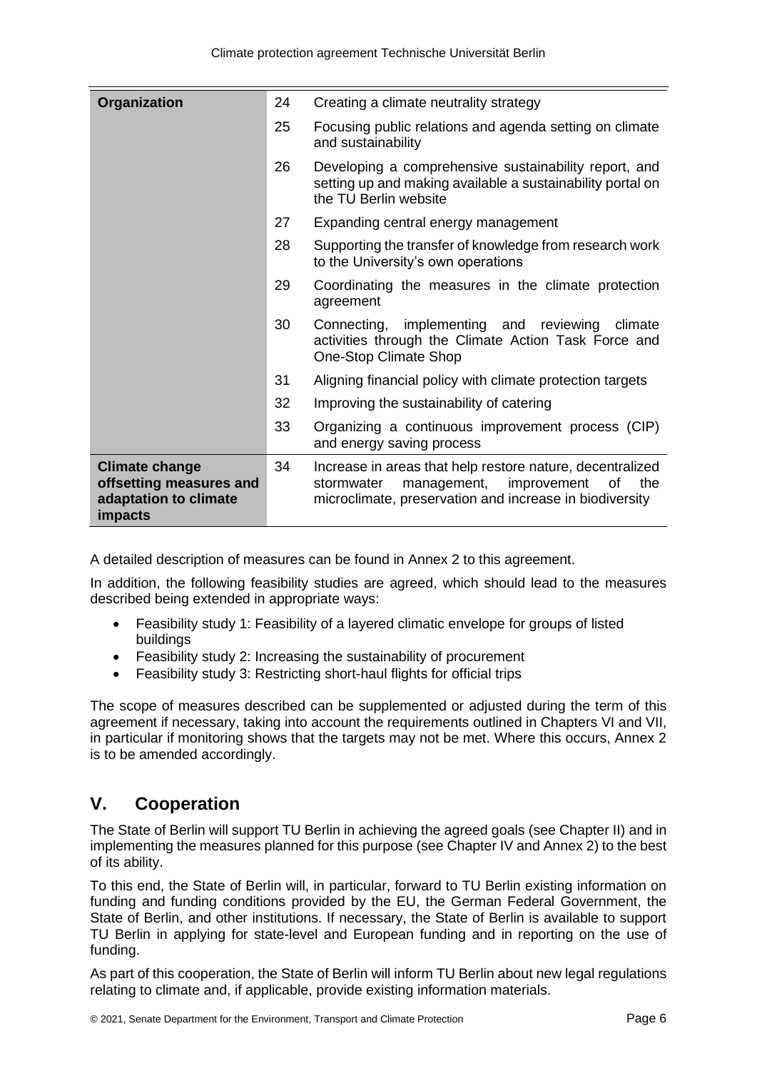| | | |
|---|---|---|
| **Organization** | 24 | Creating a climate neutrality strategy |
| | 25 | Focusing public relations and agenda setting on climate and sustainability |
| | 26 | Developing a comprehensive sustainability report, and setting up and making available a sustainability portal on the TU Berlin website |
| | 27 | Expanding central energy management |
| | 28 | Supporting the transfer of knowledge from research work to the University's own operations |
| | 29 | Coordinating the measures in the climate protection agreement |
| | 30 | Connecting, implementing and reviewing climate activities through the Climate Action Task Force and One-Stop Climate Shop |
| | 31 | Aligning financial policy with climate protection targets |
| | 32 | Improving the sustainability of catering |
| | 33 | Organizing a continuous improvement process (CIP) and energy saving process |
| **Climate change offsetting measures and adaptation to climate impacts** | 34 | Increase in areas that help restore nature, decentralized stormwater management, improvement of the microclimate, preservation and increase in biodiversity |

A detailed description of measures can be found in Annex 2 to this agreement.

In addition, the following feasibility studies are agreed, which should lead to the measures described being extended in appropriate ways:

- Feasibility study 1: Feasibility of a layered climatic envelope for groups of listed buildings
- Feasibility study 2: Increasing the sustainability of procurement
- Feasibility study 3: Restricting short-haul flights for official trips

The scope of measures described can be supplemented or adjusted during the term of this agreement if necessary, taking into account the requirements outlined in Chapters VI and VII, in particular if monitoring shows that the targets may not be met. Where this occurs, Annex 2 is to be amended accordingly.

## V. Cooperation

The State of Berlin will support TU Berlin in achieving the agreed goals (see Chapter II) and in implementing the measures planned for this purpose (see Chapter IV and Annex 2) to the best of its ability.

To this end, the State of Berlin will, in particular, forward to TU Berlin existing information on funding and funding conditions provided by the EU, the German Federal Government, the State of Berlin, and other institutions. If necessary, the State of Berlin is available to support TU Berlin in applying for state-level and European funding and in reporting on the use of funding.

As part of this cooperation, the State of Berlin will inform TU Berlin about new legal regulations relating to climate and, if applicable, provide existing information materials.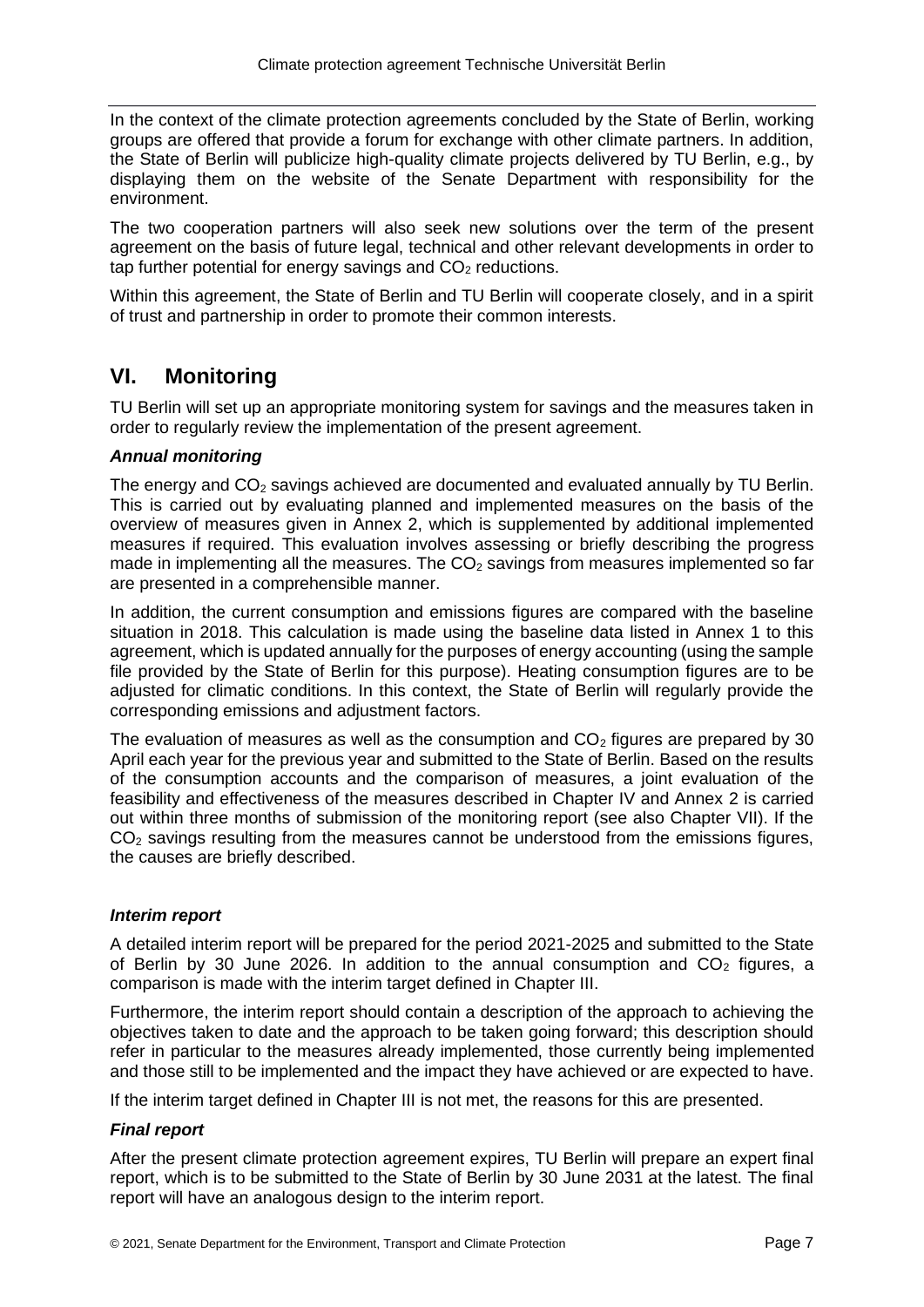In the context of the climate protection agreements concluded by the State of Berlin, working groups are offered that provide a forum for exchange with other climate partners. In addition, the State of Berlin will publicize high-quality climate projects delivered by TU Berlin, e.g., by displaying them on the website of the Senate Department with responsibility for the environment.

The two cooperation partners will also seek new solutions over the term of the present agreement on the basis of future legal, technical and other relevant developments in order to tap further potential for energy savings and $CO_2$ reductions.

Within this agreement, the State of Berlin and TU Berlin will cooperate closely, and in a spirit of trust and partnership in order to promote their common interests.

## VI. Monitoring

TU Berlin will set up an appropriate monitoring system for savings and the measures taken in order to regularly review the implementation of the present agreement.

***Annual monitoring***

The energy and $CO_2$ savings achieved are documented and evaluated annually by TU Berlin. This is carried out by evaluating planned and implemented measures on the basis of the overview of measures given in Annex 2, which is supplemented by additional implemented measures if required. This evaluation involves assessing or briefly describing the progress made in implementing all the measures. The $CO_2$ savings from measures implemented so far are presented in a comprehensible manner.

In addition, the current consumption and emissions figures are compared with the baseline situation in 2018. This calculation is made using the baseline data listed in Annex 1 to this agreement, which is updated annually for the purposes of energy accounting (using the sample file provided by the State of Berlin for this purpose). Heating consumption figures are to be adjusted for climatic conditions. In this context, the State of Berlin will regularly provide the corresponding emissions and adjustment factors.

The evaluation of measures as well as the consumption and $CO_2$ figures are prepared by 30 April each year for the previous year and submitted to the State of Berlin. Based on the results of the consumption accounts and the comparison of measures, a joint evaluation of the feasibility and effectiveness of the measures described in Chapter IV and Annex 2 is carried out within three months of submission of the monitoring report (see also Chapter VII). If the $CO_2$ savings resulting from the measures cannot be understood from the emissions figures, the causes are briefly described.

***Interim report***

A detailed interim report will be prepared for the period 2021-2025 and submitted to the State of Berlin by 30 June 2026. In addition to the annual consumption and $CO_2$ figures, a comparison is made with the interim target defined in Chapter III.

Furthermore, the interim report should contain a description of the approach to achieving the objectives taken to date and the approach to be taken going forward; this description should refer in particular to the measures already implemented, those currently being implemented and those still to be implemented and the impact they have achieved or are expected to have.

If the interim target defined in Chapter III is not met, the reasons for this are presented.

***Final report***

After the present climate protection agreement expires, TU Berlin will prepare an expert final report, which is to be submitted to the State of Berlin by 30 June 2031 at the latest. The final report will have an analogous design to the interim report.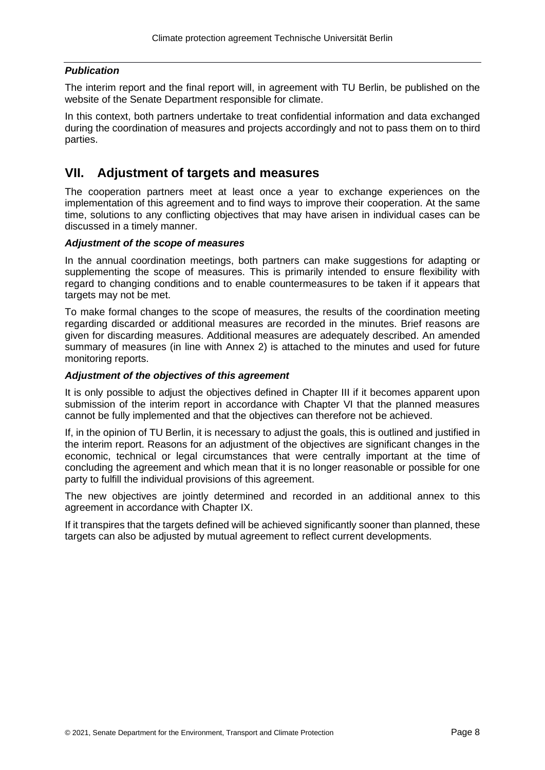***Publication***

The interim report and the final report will, in agreement with TU Berlin, be published on the website of the Senate Department responsible for climate.

In this context, both partners undertake to treat confidential information and data exchanged during the coordination of measures and projects accordingly and not to pass them on to third parties.

## VII. Adjustment of targets and measures

The cooperation partners meet at least once a year to exchange experiences on the implementation of this agreement and to find ways to improve their cooperation. At the same time, solutions to any conflicting objectives that may have arisen in individual cases can be discussed in a timely manner.

***Adjustment of the scope of measures***

In the annual coordination meetings, both partners can make suggestions for adapting or supplementing the scope of measures. This is primarily intended to ensure flexibility with regard to changing conditions and to enable countermeasures to be taken if it appears that targets may not be met.

To make formal changes to the scope of measures, the results of the coordination meeting regarding discarded or additional measures are recorded in the minutes. Brief reasons are given for discarding measures. Additional measures are adequately described. An amended summary of measures (in line with Annex 2) is attached to the minutes and used for future monitoring reports.

***Adjustment of the objectives of this agreement***

It is only possible to adjust the objectives defined in Chapter III if it becomes apparent upon submission of the interim report in accordance with Chapter VI that the planned measures cannot be fully implemented and that the objectives can therefore not be achieved.

If, in the opinion of TU Berlin, it is necessary to adjust the goals, this is outlined and justified in the interim report. Reasons for an adjustment of the objectives are significant changes in the economic, technical or legal circumstances that were centrally important at the time of concluding the agreement and which mean that it is no longer reasonable or possible for one party to fulfill the individual provisions of this agreement.

The new objectives are jointly determined and recorded in an additional annex to this agreement in accordance with Chapter IX.

If it transpires that the targets defined will be achieved significantly sooner than planned, these targets can also be adjusted by mutual agreement to reflect current developments.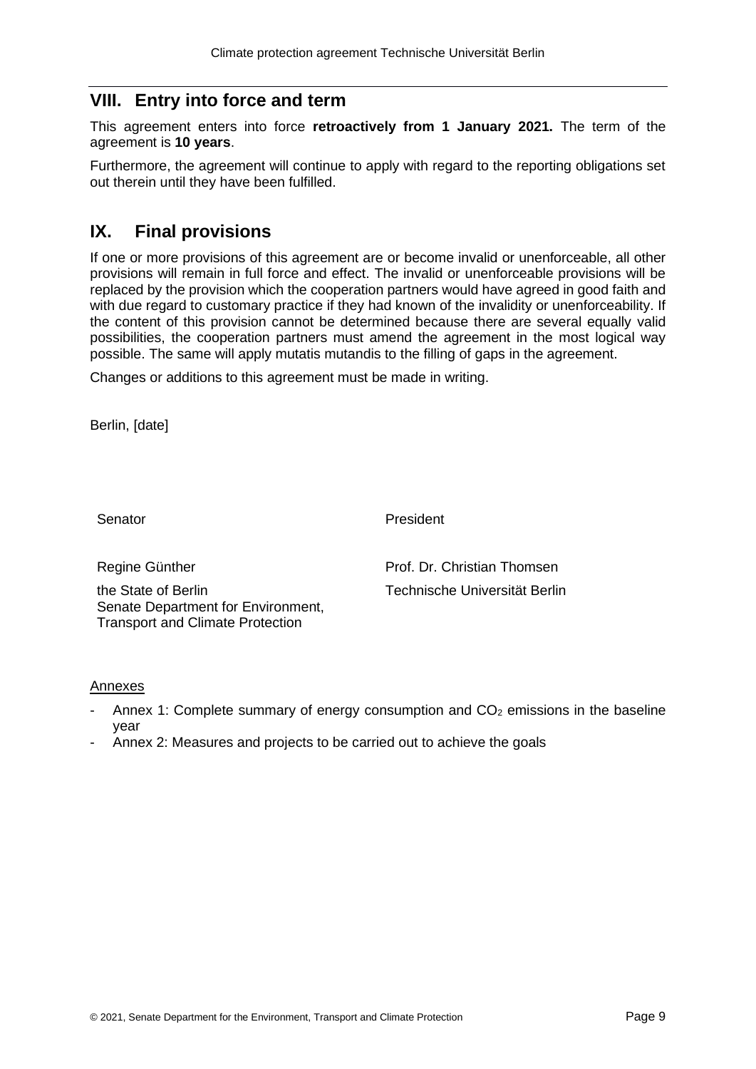## VIII. Entry into force and term

This agreement enters into force **retroactively from 1 January 2021.** The term of the agreement is **10 years**.

Furthermore, the agreement will continue to apply with regard to the reporting obligations set out therein until they have been fulfilled.

## IX. Final provisions

If one or more provisions of this agreement are or become invalid or unenforceable, all other provisions will remain in full force and effect. The invalid or unenforceable provisions will be replaced by the provision which the cooperation partners would have agreed in good faith and with due regard to customary practice if they had known of the invalidity or unenforceability. If the content of this provision cannot be determined because there are several equally valid possibilities, the cooperation partners must amend the agreement in the most logical way possible. The same will apply mutatis mutandis to the filling of gaps in the agreement.

Changes or additions to this agreement must be made in writing.

Berlin, [date]

| Senator | President |
|---|---|
| Regine Günther | Prof. Dr. Christian Thomsen |
| the State of Berlin<br>Senate Department for Environment, Transport and Climate Protection | Technische Universität Berlin |

Annexes

- Annex 1: Complete summary of energy consumption and $CO_2$ emissions in the baseline year
- Annex 2: Measures and projects to be carried out to achieve the goals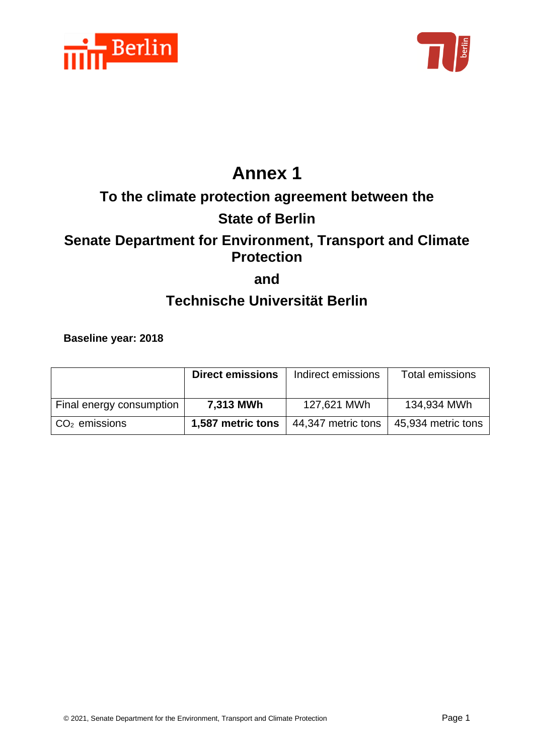# Annex 1

## To the climate protection agreement between the

## State of Berlin

## Senate Department for Environment, Transport and Climate Protection

## and

## Technische Universität Berlin

**Baseline year: 2018**

| | **Direct emissions** | Indirect emissions | Total emissions |
|---|---|---|---|
| Final energy consumption | **7,313 MWh** | 127,621 MWh | 134,934 MWh |
| $CO_2$ emissions | **1,587 metric tons** | 44,347 metric tons | 45,934 metric tons |

© 2021, Senate Department for the Environment, Transport and Climate Protection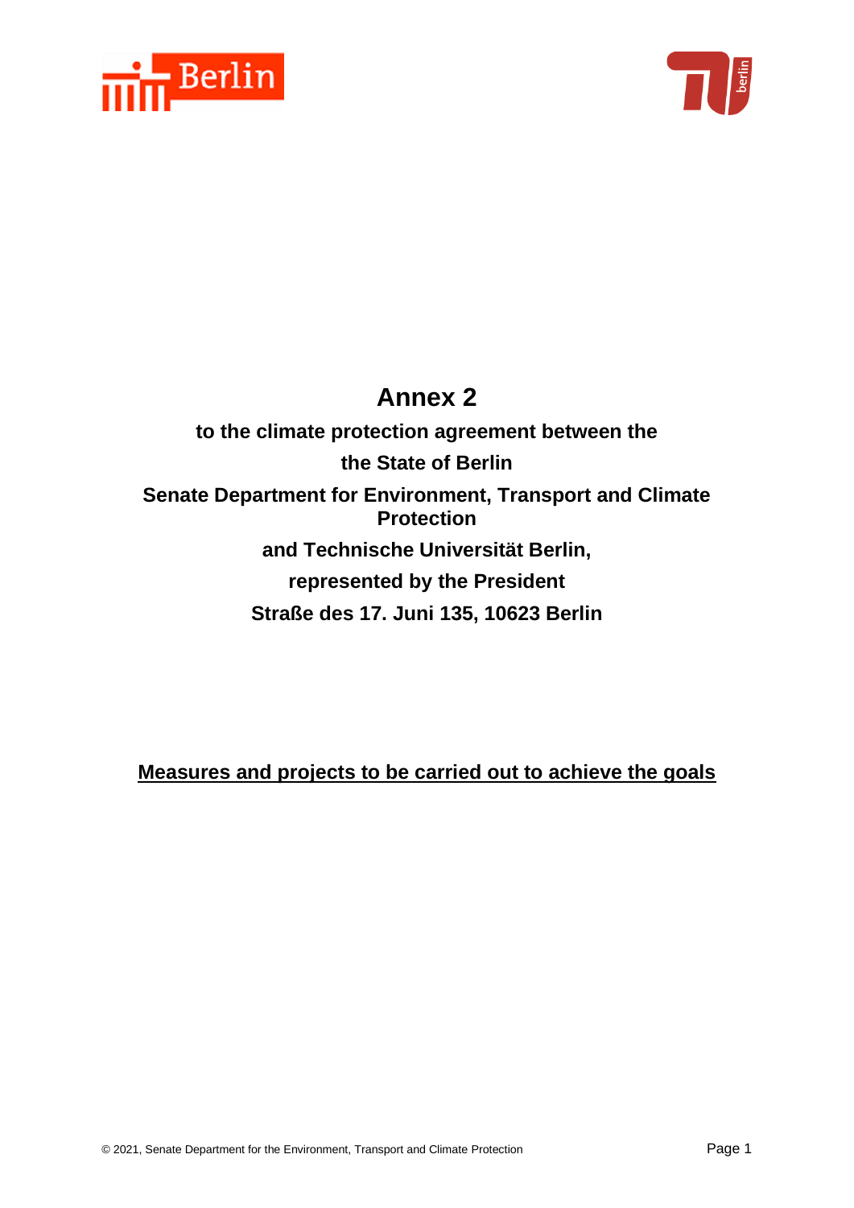# Annex 2

**to the climate protection agreement between the**

**the State of Berlin**

**Senate Department for Environment, Transport and Climate Protection**

**and Technische Universität Berlin,**

**represented by the President**

**Straße des 17. Juni 135, 10623 Berlin**

## Measures and projects to be carried out to achieve the goals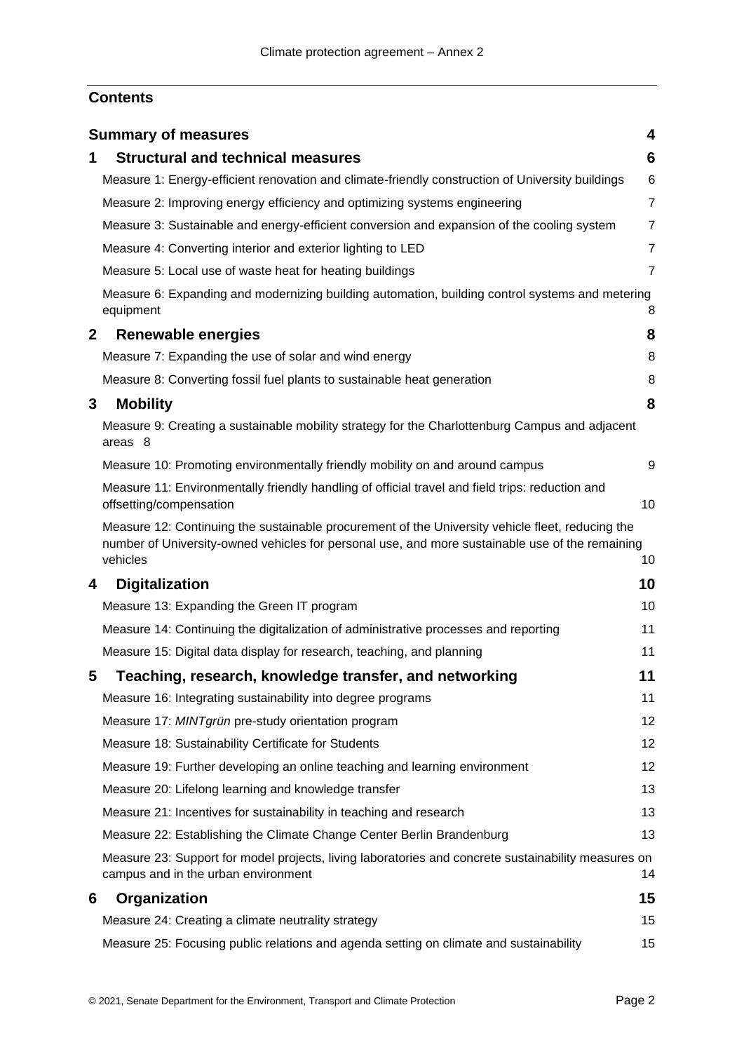## Contents

| | | |
|---|---|---|
| **Summary of measures** | | **4** |
| **1** | **Structural and technical measures** | **6** |
| | Measure 1: Energy-efficient renovation and climate-friendly construction of University buildings | 6 |
| | Measure 2: Improving energy efficiency and optimizing systems engineering | 7 |
| | Measure 3: Sustainable and energy-efficient conversion and expansion of the cooling system | 7 |
| | Measure 4: Converting interior and exterior lighting to LED | 7 |
| | Measure 5: Local use of waste heat for heating buildings | 7 |
| | Measure 6: Expanding and modernizing building automation, building control systems and metering equipment | 8 |
| **2** | **Renewable energies** | **8** |
| | Measure 7: Expanding the use of solar and wind energy | 8 |
| | Measure 8: Converting fossil fuel plants to sustainable heat generation | 8 |
| **3** | **Mobility** | **8** |
| | Measure 9: Creating a sustainable mobility strategy for the Charlottenburg Campus and adjacent areas | 8 |
| | Measure 10: Promoting environmentally friendly mobility on and around campus | 9 |
| | Measure 11: Environmentally friendly handling of official travel and field trips: reduction and offsetting/compensation | 10 |
| | Measure 12: Continuing the sustainable procurement of the University vehicle fleet, reducing the number of University-owned vehicles for personal use, and more sustainable use of the remaining vehicles | 10 |
| **4** | **Digitalization** | **10** |
| | Measure 13: Expanding the Green IT program | 10 |
| | Measure 14: Continuing the digitalization of administrative processes and reporting | 11 |
| | Measure 15: Digital data display for research, teaching, and planning | 11 |
| **5** | **Teaching, research, knowledge transfer, and networking** | **11** |
| | Measure 16: Integrating sustainability into degree programs | 11 |
| | Measure 17: *MINTgrün* pre-study orientation program | 12 |
| | Measure 18: Sustainability Certificate for Students | 12 |
| | Measure 19: Further developing an online teaching and learning environment | 12 |
| | Measure 20: Lifelong learning and knowledge transfer | 13 |
| | Measure 21: Incentives for sustainability in teaching and research | 13 |
| | Measure 22: Establishing the Climate Change Center Berlin Brandenburg | 13 |
| | Measure 23: Support for model projects, living laboratories and concrete sustainability measures on campus and in the urban environment | 14 |
| **6** | **Organization** | **15** |
| | Measure 24: Creating a climate neutrality strategy | 15 |
| | Measure 25: Focusing public relations and agenda setting on climate and sustainability | 15 |

© 2021, Senate Department for the Environment, Transport and Climate Protection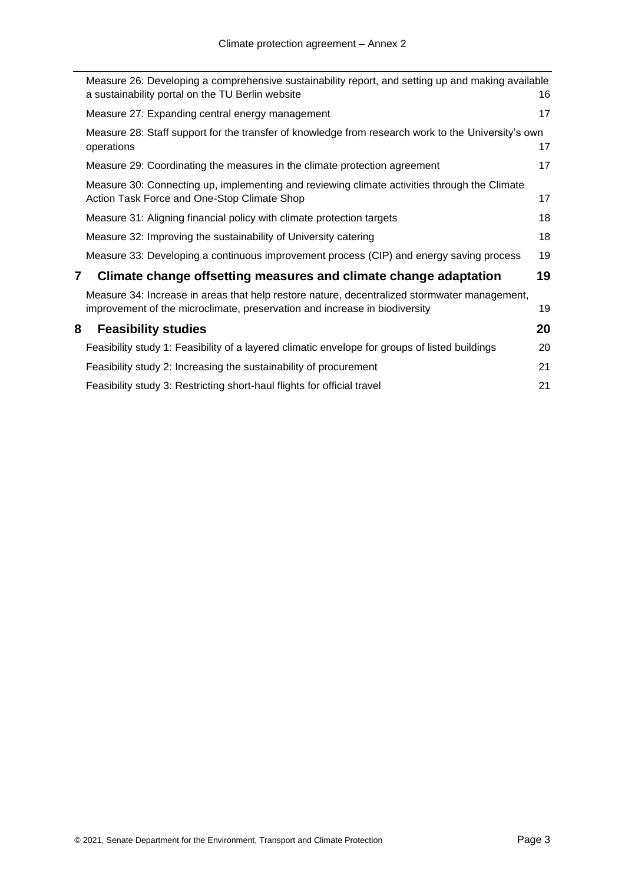Measure 26: Developing a comprehensive sustainability report, and setting up and making available a sustainability portal on the TU Berlin website 16

Measure 27: Expanding central energy management 17

Measure 28: Staff support for the transfer of knowledge from research work to the University's own operations 17

Measure 29: Coordinating the measures in the climate protection agreement 17

Measure 30: Connecting up, implementing and reviewing climate activities through the Climate Action Task Force and One-Stop Climate Shop 17

Measure 31: Aligning financial policy with climate protection targets 18

Measure 32: Improving the sustainability of University catering 18

Measure 33: Developing a continuous improvement process (CIP) and energy saving process 19

**7 Climate change offsetting measures and climate change adaptation 19**

Measure 34: Increase in areas that help restore nature, decentralized stormwater management, improvement of the microclimate, preservation and increase in biodiversity 19

**8 Feasibility studies 20**

Feasibility study 1: Feasibility of a layered climatic envelope for groups of listed buildings 20

Feasibility study 2: Increasing the sustainability of procurement 21

Feasibility study 3: Restricting short-haul flights for official travel 21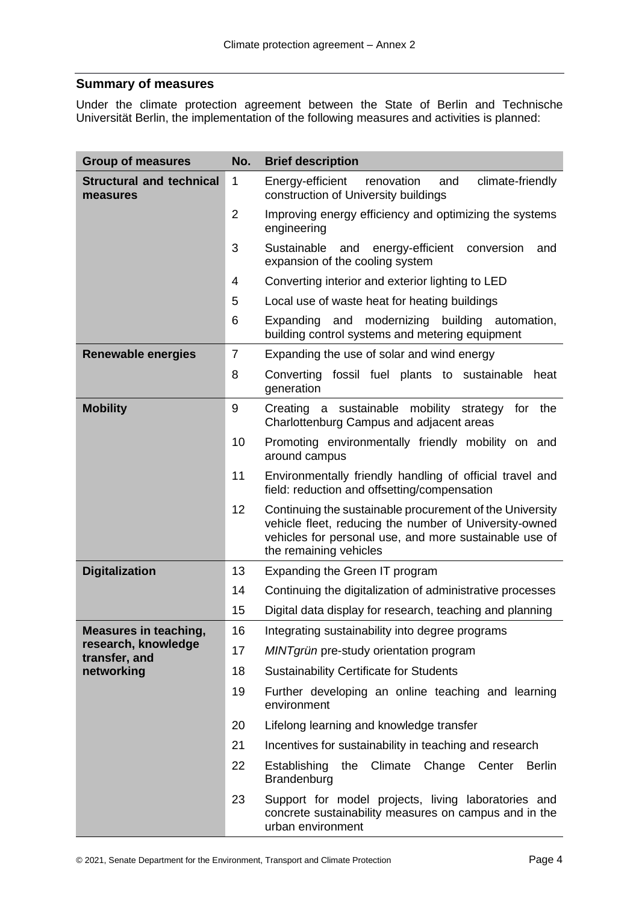## Summary of measures

Under the climate protection agreement between the State of Berlin and Technische Universität Berlin, the implementation of the following measures and activities is planned:

| Group of measures | No. | Brief description |
|---|---|---|
| **Structural and technical measures** | 1 | Energy-efficient renovation and climate-friendly construction of University buildings |
| | 2 | Improving energy efficiency and optimizing the systems engineering |
| | 3 | Sustainable and energy-efficient conversion and expansion of the cooling system |
| | 4 | Converting interior and exterior lighting to LED |
| | 5 | Local use of waste heat for heating buildings |
| | 6 | Expanding and modernizing building automation, building control systems and metering equipment |
| **Renewable energies** | 7 | Expanding the use of solar and wind energy |
| | 8 | Converting fossil fuel plants to sustainable heat generation |
| **Mobility** | 9 | Creating a sustainable mobility strategy for the Charlottenburg Campus and adjacent areas |
| | 10 | Promoting environmentally friendly mobility on and around campus |
| | 11 | Environmentally friendly handling of official travel and field: reduction and offsetting/compensation |
| | 12 | Continuing the sustainable procurement of the University vehicle fleet, reducing the number of University-owned vehicles for personal use, and more sustainable use of the remaining vehicles |
| **Digitalization** | 13 | Expanding the Green IT program |
| | 14 | Continuing the digitalization of administrative processes |
| | 15 | Digital data display for research, teaching and planning |
| **Measures in teaching, research, knowledge transfer, and networking** | 16 | Integrating sustainability into degree programs |
| | 17 | *MINTgrün* pre-study orientation program |
| | 18 | Sustainability Certificate for Students |
| | 19 | Further developing an online teaching and learning environment |
| | 20 | Lifelong learning and knowledge transfer |
| | 21 | Incentives for sustainability in teaching and research |
| | 22 | Establishing the Climate Change Center Berlin Brandenburg |
| | 23 | Support for model projects, living laboratories and concrete sustainability measures on campus and in the urban environment |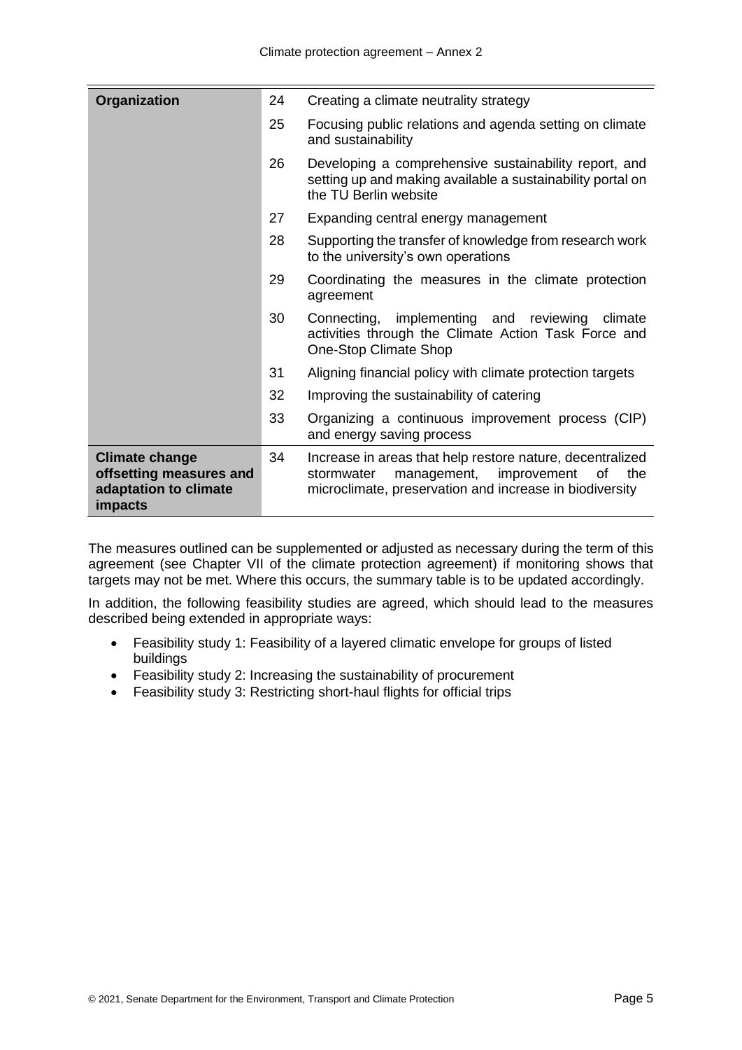| | | |
|---|---|---|
| **Organization** | 24 | Creating a climate neutrality strategy |
| | 25 | Focusing public relations and agenda setting on climate and sustainability |
| | 26 | Developing a comprehensive sustainability report, and setting up and making available a sustainability portal on the TU Berlin website |
| | 27 | Expanding central energy management |
| | 28 | Supporting the transfer of knowledge from research work to the university's own operations |
| | 29 | Coordinating the measures in the climate protection agreement |
| | 30 | Connecting, implementing and reviewing climate activities through the Climate Action Task Force and One-Stop Climate Shop |
| | 31 | Aligning financial policy with climate protection targets |
| | 32 | Improving the sustainability of catering |
| | 33 | Organizing a continuous improvement process (CIP) and energy saving process |
| **Climate change offsetting measures and adaptation to climate impacts** | 34 | Increase in areas that help restore nature, decentralized stormwater management, improvement of the microclimate, preservation and increase in biodiversity |

The measures outlined can be supplemented or adjusted as necessary during the term of this agreement (see Chapter VII of the climate protection agreement) if monitoring shows that targets may not be met. Where this occurs, the summary table is to be updated accordingly.

In addition, the following feasibility studies are agreed, which should lead to the measures described being extended in appropriate ways:

- Feasibility study 1: Feasibility of a layered climatic envelope for groups of listed buildings
- Feasibility study 2: Increasing the sustainability of procurement
- Feasibility study 3: Restricting short-haul flights for official trips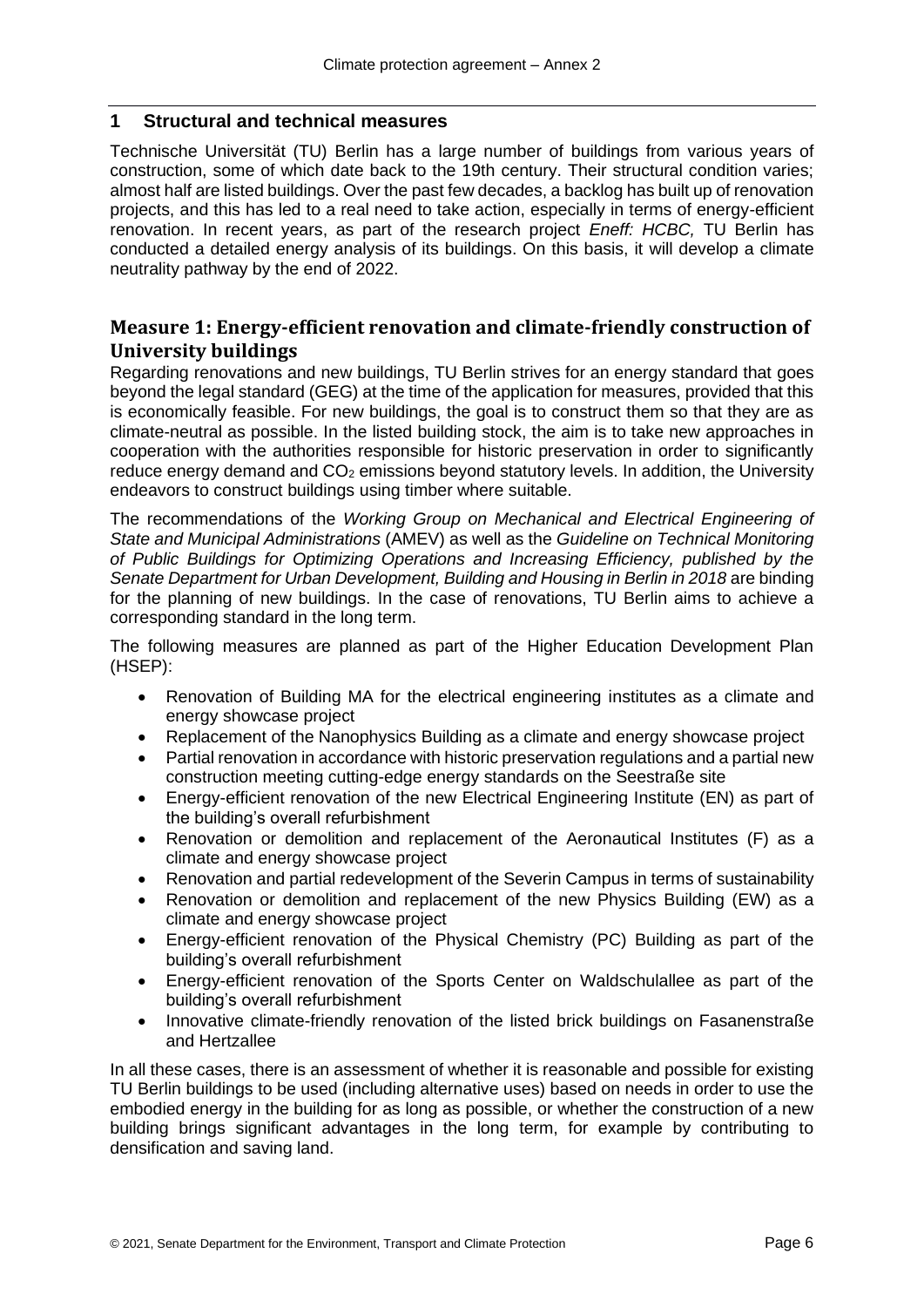## 1 Structural and technical measures

Technische Universität (TU) Berlin has a large number of buildings from various years of construction, some of which date back to the 19th century. Their structural condition varies; almost half are listed buildings. Over the past few decades, a backlog has built up of renovation projects, and this has led to a real need to take action, especially in terms of energy-efficient renovation. In recent years, as part of the research project *Eneff: HCBC,* TU Berlin has conducted a detailed energy analysis of its buildings. On this basis, it will develop a climate neutrality pathway by the end of 2022.

### Measure 1: Energy-efficient renovation and climate-friendly construction of University buildings

Regarding renovations and new buildings, TU Berlin strives for an energy standard that goes beyond the legal standard (GEG) at the time of the application for measures, provided that this is economically feasible. For new buildings, the goal is to construct them so that they are as climate-neutral as possible. In the listed building stock, the aim is to take new approaches in cooperation with the authorities responsible for historic preservation in order to significantly reduce energy demand and $CO_2$ emissions beyond statutory levels. In addition, the University endeavors to construct buildings using timber where suitable.

The recommendations of the *Working Group on Mechanical and Electrical Engineering of State and Municipal Administrations* (AMEV) as well as the *Guideline on Technical Monitoring of Public Buildings for Optimizing Operations and Increasing Efficiency, published by the Senate Department for Urban Development, Building and Housing in Berlin in 2018* are binding for the planning of new buildings. In the case of renovations, TU Berlin aims to achieve a corresponding standard in the long term.

The following measures are planned as part of the Higher Education Development Plan (HSEP):

- Renovation of Building MA for the electrical engineering institutes as a climate and energy showcase project
- Replacement of the Nanophysics Building as a climate and energy showcase project
- Partial renovation in accordance with historic preservation regulations and a partial new construction meeting cutting-edge energy standards on the Seestraße site
- Energy-efficient renovation of the new Electrical Engineering Institute (EN) as part of the building's overall refurbishment
- Renovation or demolition and replacement of the Aeronautical Institutes (F) as a climate and energy showcase project
- Renovation and partial redevelopment of the Severin Campus in terms of sustainability
- Renovation or demolition and replacement of the new Physics Building (EW) as a climate and energy showcase project
- Energy-efficient renovation of the Physical Chemistry (PC) Building as part of the building's overall refurbishment
- Energy-efficient renovation of the Sports Center on Waldschulallee as part of the building's overall refurbishment
- Innovative climate-friendly renovation of the listed brick buildings on Fasanenstraße and Hertzallee

In all these cases, there is an assessment of whether it is reasonable and possible for existing TU Berlin buildings to be used (including alternative uses) based on needs in order to use the embodied energy in the building for as long as possible, or whether the construction of a new building brings significant advantages in the long term, for example by contributing to densification and saving land.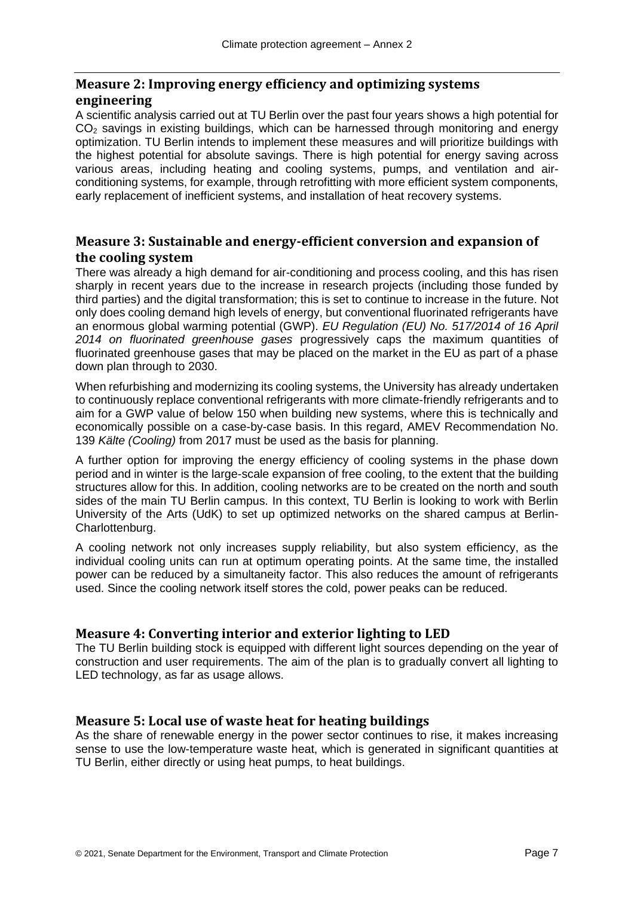## Measure 2: Improving energy efficiency and optimizing systems engineering

A scientific analysis carried out at TU Berlin over the past four years shows a high potential for $CO_2$ savings in existing buildings, which can be harnessed through monitoring and energy optimization. TU Berlin intends to implement these measures and will prioritize buildings with the highest potential for absolute savings. There is high potential for energy saving across various areas, including heating and cooling systems, pumps, and ventilation and air-conditioning systems, for example, through retrofitting with more efficient system components, early replacement of inefficient systems, and installation of heat recovery systems.

## Measure 3: Sustainable and energy-efficient conversion and expansion of the cooling system

There was already a high demand for air-conditioning and process cooling, and this has risen sharply in recent years due to the increase in research projects (including those funded by third parties) and the digital transformation; this is set to continue to increase in the future. Not only does cooling demand high levels of energy, but conventional fluorinated refrigerants have an enormous global warming potential (GWP). *EU Regulation (EU) No. 517/2014 of 16 April 2014 on fluorinated greenhouse gases* progressively caps the maximum quantities of fluorinated greenhouse gases that may be placed on the market in the EU as part of a phase down plan through to 2030.

When refurbishing and modernizing its cooling systems, the University has already undertaken to continuously replace conventional refrigerants with more climate-friendly refrigerants and to aim for a GWP value of below 150 when building new systems, where this is technically and economically possible on a case-by-case basis. In this regard, AMEV Recommendation No. 139 *Kälte (Cooling)* from 2017 must be used as the basis for planning.

A further option for improving the energy efficiency of cooling systems in the phase down period and in winter is the large-scale expansion of free cooling, to the extent that the building structures allow for this. In addition, cooling networks are to be created on the north and south sides of the main TU Berlin campus. In this context, TU Berlin is looking to work with Berlin University of the Arts (UdK) to set up optimized networks on the shared campus at Berlin-Charlottenburg.

A cooling network not only increases supply reliability, but also system efficiency, as the individual cooling units can run at optimum operating points. At the same time, the installed power can be reduced by a simultaneity factor. This also reduces the amount of refrigerants used. Since the cooling network itself stores the cold, power peaks can be reduced.

## Measure 4: Converting interior and exterior lighting to LED

The TU Berlin building stock is equipped with different light sources depending on the year of construction and user requirements. The aim of the plan is to gradually convert all lighting to LED technology, as far as usage allows.

## Measure 5: Local use of waste heat for heating buildings

As the share of renewable energy in the power sector continues to rise, it makes increasing sense to use the low-temperature waste heat, which is generated in significant quantities at TU Berlin, either directly or using heat pumps, to heat buildings.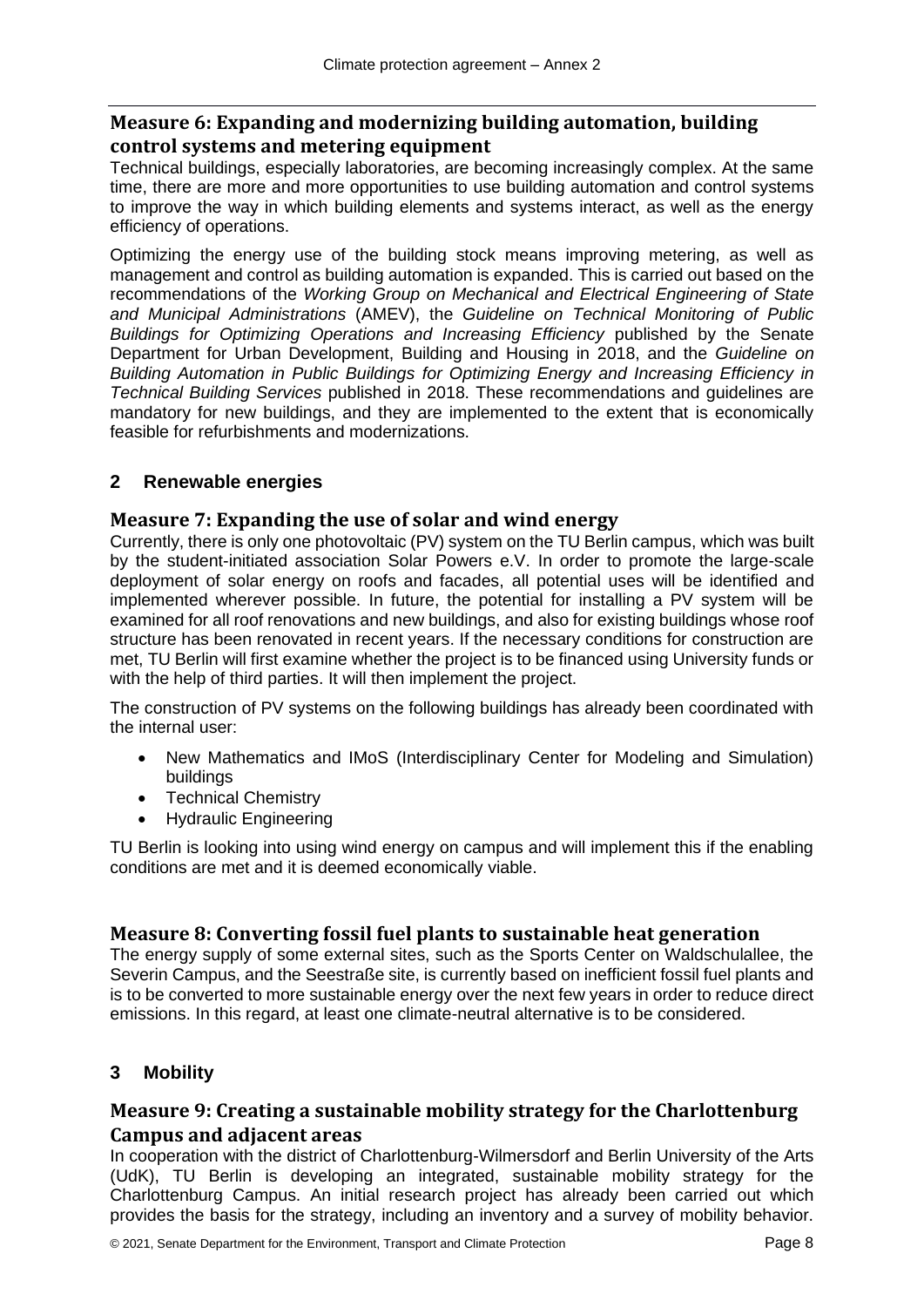### Measure 6: Expanding and modernizing building automation, building control systems and metering equipment

Technical buildings, especially laboratories, are becoming increasingly complex. At the same time, there are more and more opportunities to use building automation and control systems to improve the way in which building elements and systems interact, as well as the energy efficiency of operations.

Optimizing the energy use of the building stock means improving metering, as well as management and control as building automation is expanded. This is carried out based on the recommendations of the *Working Group on Mechanical and Electrical Engineering of State and Municipal Administrations* (AMEV), the *Guideline on Technical Monitoring of Public Buildings for Optimizing Operations and Increasing Efficiency* published by the Senate Department for Urban Development, Building and Housing in 2018, and the *Guideline on Building Automation in Public Buildings for Optimizing Energy and Increasing Efficiency in Technical Building Services* published in 2018. These recommendations and guidelines are mandatory for new buildings, and they are implemented to the extent that is economically feasible for refurbishments and modernizations.

## 2 Renewable energies

### Measure 7: Expanding the use of solar and wind energy

Currently, there is only one photovoltaic (PV) system on the TU Berlin campus, which was built by the student-initiated association Solar Powers e.V. In order to promote the large-scale deployment of solar energy on roofs and facades, all potential uses will be identified and implemented wherever possible. In future, the potential for installing a PV system will be examined for all roof renovations and new buildings, and also for existing buildings whose roof structure has been renovated in recent years. If the necessary conditions for construction are met, TU Berlin will first examine whether the project is to be financed using University funds or with the help of third parties. It will then implement the project.

The construction of PV systems on the following buildings has already been coordinated with the internal user:

- New Mathematics and IMoS (Interdisciplinary Center for Modeling and Simulation) buildings
- Technical Chemistry
- Hydraulic Engineering

TU Berlin is looking into using wind energy on campus and will implement this if the enabling conditions are met and it is deemed economically viable.

### Measure 8: Converting fossil fuel plants to sustainable heat generation

The energy supply of some external sites, such as the Sports Center on Waldschulallee, the Severin Campus, and the Seestraße site, is currently based on inefficient fossil fuel plants and is to be converted to more sustainable energy over the next few years in order to reduce direct emissions. In this regard, at least one climate-neutral alternative is to be considered.

## 3 Mobility

### Measure 9: Creating a sustainable mobility strategy for the Charlottenburg Campus and adjacent areas

In cooperation with the district of Charlottenburg-Wilmersdorf and Berlin University of the Arts (UdK), TU Berlin is developing an integrated, sustainable mobility strategy for the Charlottenburg Campus. An initial research project has already been carried out which provides the basis for the strategy, including an inventory and a survey of mobility behavior.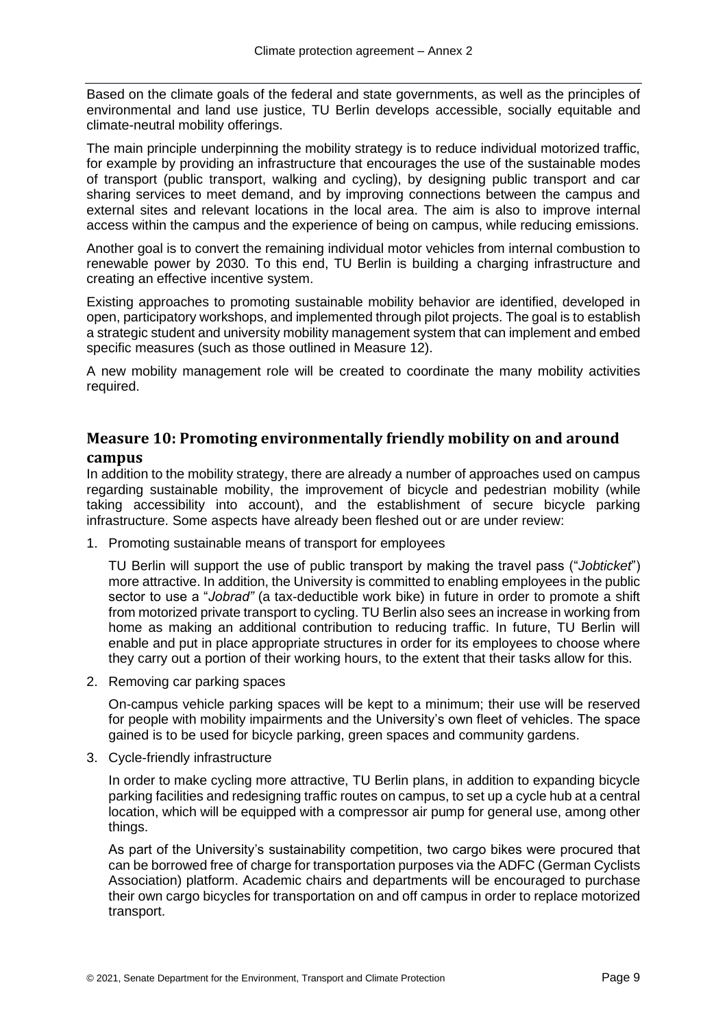Based on the climate goals of the federal and state governments, as well as the principles of environmental and land use justice, TU Berlin develops accessible, socially equitable and climate-neutral mobility offerings.

The main principle underpinning the mobility strategy is to reduce individual motorized traffic, for example by providing an infrastructure that encourages the use of the sustainable modes of transport (public transport, walking and cycling), by designing public transport and car sharing services to meet demand, and by improving connections between the campus and external sites and relevant locations in the local area. The aim is also to improve internal access within the campus and the experience of being on campus, while reducing emissions.

Another goal is to convert the remaining individual motor vehicles from internal combustion to renewable power by 2030. To this end, TU Berlin is building a charging infrastructure and creating an effective incentive system.

Existing approaches to promoting sustainable mobility behavior are identified, developed in open, participatory workshops, and implemented through pilot projects. The goal is to establish a strategic student and university mobility management system that can implement and embed specific measures (such as those outlined in Measure 12).

A new mobility management role will be created to coordinate the many mobility activities required.

## Measure 10: Promoting environmentally friendly mobility on and around campus

In addition to the mobility strategy, there are already a number of approaches used on campus regarding sustainable mobility, the improvement of bicycle and pedestrian mobility (while taking accessibility into account), and the establishment of secure bicycle parking infrastructure. Some aspects have already been fleshed out or are under review:

1. Promoting sustainable means of transport for employees

   TU Berlin will support the use of public transport by making the travel pass ("*Jobticket*") more attractive. In addition, the University is committed to enabling employees in the public sector to use a "*Jobrad"* (a tax-deductible work bike) in future in order to promote a shift from motorized private transport to cycling. TU Berlin also sees an increase in working from home as making an additional contribution to reducing traffic. In future, TU Berlin will enable and put in place appropriate structures in order for its employees to choose where they carry out a portion of their working hours, to the extent that their tasks allow for this.

2. Removing car parking spaces

   On-campus vehicle parking spaces will be kept to a minimum; their use will be reserved for people with mobility impairments and the University's own fleet of vehicles. The space gained is to be used for bicycle parking, green spaces and community gardens.

3. Cycle-friendly infrastructure

   In order to make cycling more attractive, TU Berlin plans, in addition to expanding bicycle parking facilities and redesigning traffic routes on campus, to set up a cycle hub at a central location, which will be equipped with a compressor air pump for general use, among other things.

   As part of the University's sustainability competition, two cargo bikes were procured that can be borrowed free of charge for transportation purposes via the ADFC (German Cyclists Association) platform. Academic chairs and departments will be encouraged to purchase their own cargo bicycles for transportation on and off campus in order to replace motorized transport.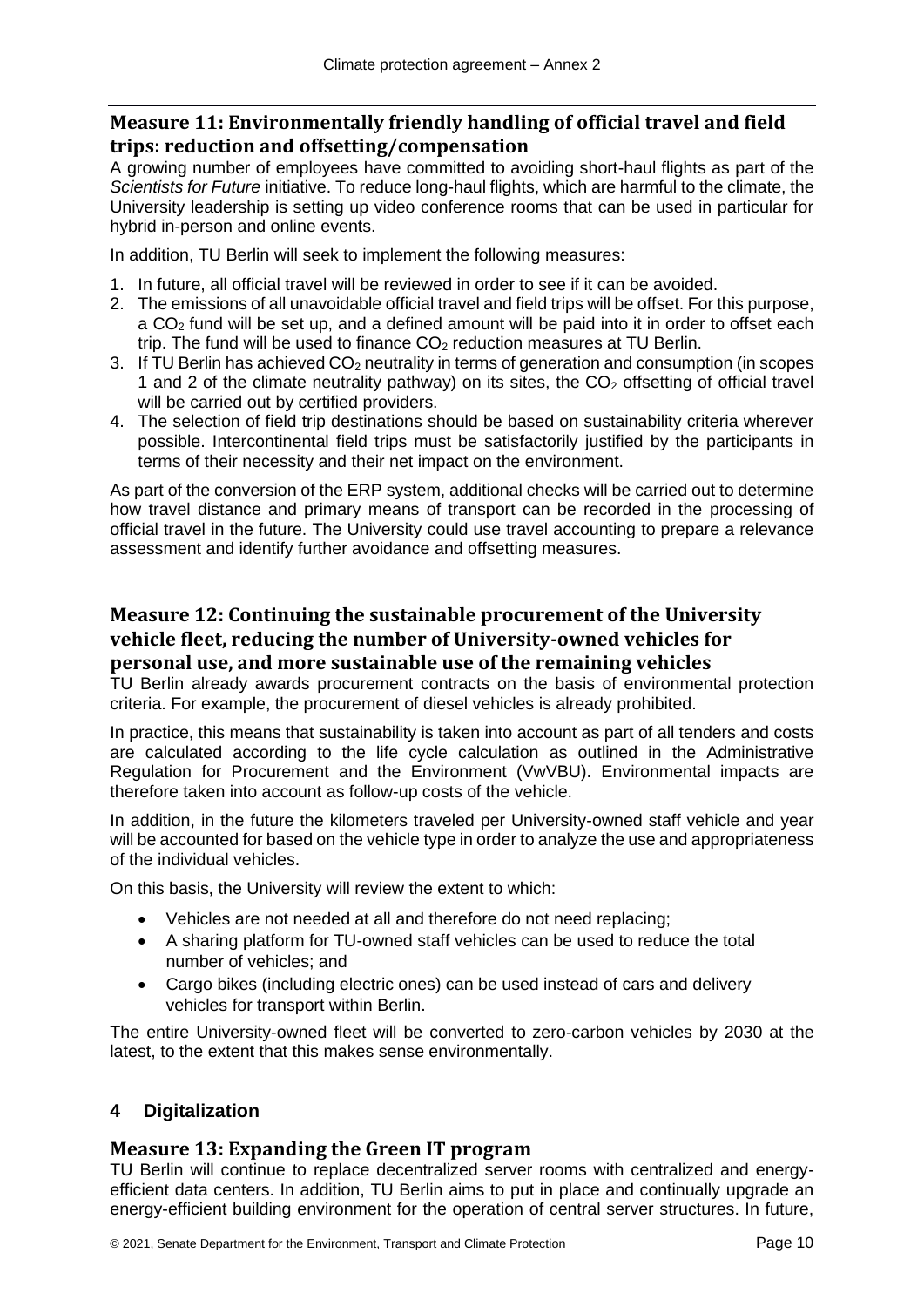## Measure 11: Environmentally friendly handling of official travel and field trips: reduction and offsetting/compensation

A growing number of employees have committed to avoiding short-haul flights as part of the *Scientists for Future* initiative. To reduce long-haul flights, which are harmful to the climate, the University leadership is setting up video conference rooms that can be used in particular for hybrid in-person and online events.

In addition, TU Berlin will seek to implement the following measures:

1. In future, all official travel will be reviewed in order to see if it can be avoided.
2. The emissions of all unavoidable official travel and field trips will be offset. For this purpose, a $CO_2$ fund will be set up, and a defined amount will be paid into it in order to offset each trip. The fund will be used to finance $CO_2$ reduction measures at TU Berlin.
3. If TU Berlin has achieved $CO_2$ neutrality in terms of generation and consumption (in scopes 1 and 2 of the climate neutrality pathway) on its sites, the $CO_2$ offsetting of official travel will be carried out by certified providers.
4. The selection of field trip destinations should be based on sustainability criteria wherever possible. Intercontinental field trips must be satisfactorily justified by the participants in terms of their necessity and their net impact on the environment.

As part of the conversion of the ERP system, additional checks will be carried out to determine how travel distance and primary means of transport can be recorded in the processing of official travel in the future. The University could use travel accounting to prepare a relevance assessment and identify further avoidance and offsetting measures.

## Measure 12: Continuing the sustainable procurement of the University vehicle fleet, reducing the number of University-owned vehicles for personal use, and more sustainable use of the remaining vehicles

TU Berlin already awards procurement contracts on the basis of environmental protection criteria. For example, the procurement of diesel vehicles is already prohibited.

In practice, this means that sustainability is taken into account as part of all tenders and costs are calculated according to the life cycle calculation as outlined in the Administrative Regulation for Procurement and the Environment (VwVBU). Environmental impacts are therefore taken into account as follow-up costs of the vehicle.

In addition, in the future the kilometers traveled per University-owned staff vehicle and year will be accounted for based on the vehicle type in order to analyze the use and appropriateness of the individual vehicles.

On this basis, the University will review the extent to which:

- Vehicles are not needed at all and therefore do not need replacing;
- A sharing platform for TU-owned staff vehicles can be used to reduce the total number of vehicles; and
- Cargo bikes (including electric ones) can be used instead of cars and delivery vehicles for transport within Berlin.

The entire University-owned fleet will be converted to zero-carbon vehicles by 2030 at the latest, to the extent that this makes sense environmentally.

# 4 Digitalization

## Measure 13: Expanding the Green IT program

TU Berlin will continue to replace decentralized server rooms with centralized and energy-efficient data centers. In addition, TU Berlin aims to put in place and continually upgrade an energy-efficient building environment for the operation of central server structures. In future,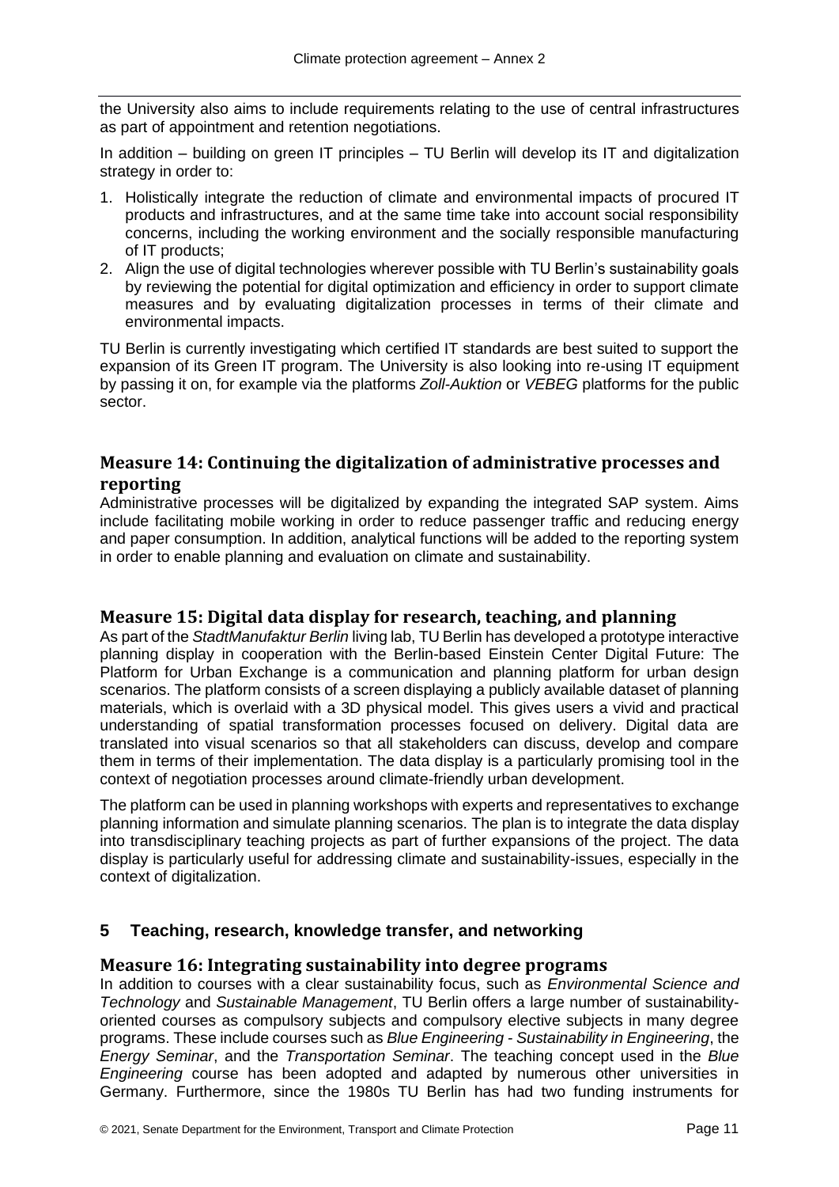the University also aims to include requirements relating to the use of central infrastructures as part of appointment and retention negotiations.

In addition – building on green IT principles – TU Berlin will develop its IT and digitalization strategy in order to:

1. Holistically integrate the reduction of climate and environmental impacts of procured IT products and infrastructures, and at the same time take into account social responsibility concerns, including the working environment and the socially responsible manufacturing of IT products;
2. Align the use of digital technologies wherever possible with TU Berlin's sustainability goals by reviewing the potential for digital optimization and efficiency in order to support climate measures and by evaluating digitalization processes in terms of their climate and environmental impacts.

TU Berlin is currently investigating which certified IT standards are best suited to support the expansion of its Green IT program. The University is also looking into re-using IT equipment by passing it on, for example via the platforms *Zoll-Auktion* or *VEBEG* platforms for the public sector.

### Measure 14: Continuing the digitalization of administrative processes and reporting

Administrative processes will be digitalized by expanding the integrated SAP system. Aims include facilitating mobile working in order to reduce passenger traffic and reducing energy and paper consumption. In addition, analytical functions will be added to the reporting system in order to enable planning and evaluation on climate and sustainability.

### Measure 15: Digital data display for research, teaching, and planning

As part of the *StadtManufaktur Berlin* living lab, TU Berlin has developed a prototype interactive planning display in cooperation with the Berlin-based Einstein Center Digital Future: The Platform for Urban Exchange is a communication and planning platform for urban design scenarios. The platform consists of a screen displaying a publicly available dataset of planning materials, which is overlaid with a 3D physical model. This gives users a vivid and practical understanding of spatial transformation processes focused on delivery. Digital data are translated into visual scenarios so that all stakeholders can discuss, develop and compare them in terms of their implementation. The data display is a particularly promising tool in the context of negotiation processes around climate-friendly urban development.

The platform can be used in planning workshops with experts and representatives to exchange planning information and simulate planning scenarios. The plan is to integrate the data display into transdisciplinary teaching projects as part of further expansions of the project. The data display is particularly useful for addressing climate and sustainability-issues, especially in the context of digitalization.

## 5 Teaching, research, knowledge transfer, and networking

### Measure 16: Integrating sustainability into degree programs

In addition to courses with a clear sustainability focus, such as *Environmental Science and Technology* and *Sustainable Management*, TU Berlin offers a large number of sustainability-oriented courses as compulsory subjects and compulsory elective subjects in many degree programs. These include courses such as *Blue Engineering - Sustainability in Engineering*, the *Energy Seminar*, and the *Transportation Seminar*. The teaching concept used in the *Blue Engineering* course has been adopted and adapted by numerous other universities in Germany. Furthermore, since the 1980s TU Berlin has had two funding instruments for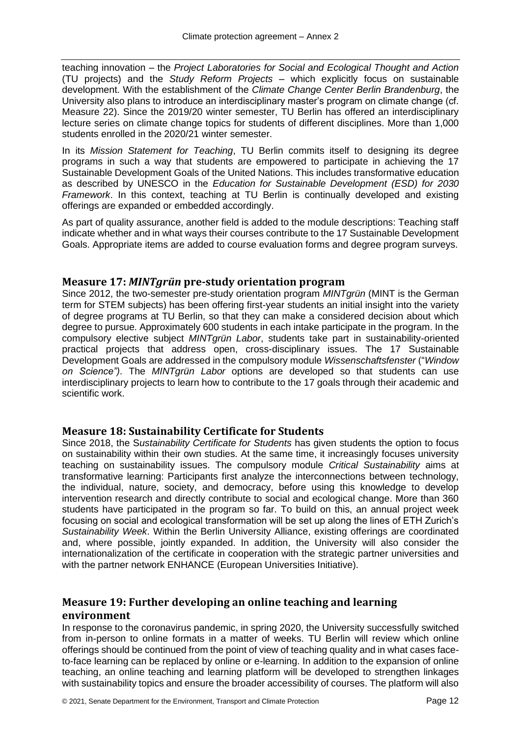teaching innovation – the *Project Laboratories for Social and Ecological Thought and Action* (TU projects) and the *Study Reform Projects* – which explicitly focus on sustainable development. With the establishment of the *Climate Change Center Berlin Brandenburg*, the University also plans to introduce an interdisciplinary master's program on climate change (cf. Measure 22). Since the 2019/20 winter semester, TU Berlin has offered an interdisciplinary lecture series on climate change topics for students of different disciplines. More than 1,000 students enrolled in the 2020/21 winter semester.

In its *Mission Statement for Teaching*, TU Berlin commits itself to designing its degree programs in such a way that students are empowered to participate in achieving the 17 Sustainable Development Goals of the United Nations. This includes transformative education as described by UNESCO in the *Education for Sustainable Development (ESD) for 2030 Framework*. In this context, teaching at TU Berlin is continually developed and existing offerings are expanded or embedded accordingly.

As part of quality assurance, another field is added to the module descriptions: Teaching staff indicate whether and in what ways their courses contribute to the 17 Sustainable Development Goals. Appropriate items are added to course evaluation forms and degree program surveys.

## Measure 17: *MINTgrün* pre-study orientation program

Since 2012, the two-semester pre-study orientation program *MINTgrün* (MINT is the German term for STEM subjects) has been offering first-year students an initial insight into the variety of degree programs at TU Berlin, so that they can make a considered decision about which degree to pursue. Approximately 600 students in each intake participate in the program. In the compulsory elective subject *MINTgrün Labor*, students take part in sustainability-oriented practical projects that address open, cross-disciplinary issues. The 17 Sustainable Development Goals are addressed in the compulsory module *Wissenschaftsfenster* ("*Window on Science")*. The *MINTgrün Labor* options are developed so that students can use interdisciplinary projects to learn how to contribute to the 17 goals through their academic and scientific work.

## Measure 18: Sustainability Certificate for Students

Since 2018, the S*ustainability Certificate for Students* has given students the option to focus on sustainability within their own studies. At the same time, it increasingly focuses university teaching on sustainability issues. The compulsory module *Critical Sustainability* aims at transformative learning: Participants first analyze the interconnections between technology, the individual, nature, society, and democracy, before using this knowledge to develop intervention research and directly contribute to social and ecological change. More than 360 students have participated in the program so far. To build on this, an annual project week focusing on social and ecological transformation will be set up along the lines of ETH Zurich's *Sustainability Week*. Within the Berlin University Alliance, existing offerings are coordinated and, where possible, jointly expanded. In addition, the University will also consider the internationalization of the certificate in cooperation with the strategic partner universities and with the partner network ENHANCE (European Universities Initiative).

## Measure 19: Further developing an online teaching and learning environment

In response to the coronavirus pandemic, in spring 2020, the University successfully switched from in-person to online formats in a matter of weeks. TU Berlin will review which online offerings should be continued from the point of view of teaching quality and in what cases face-to-face learning can be replaced by online or e-learning. In addition to the expansion of online teaching, an online teaching and learning platform will be developed to strengthen linkages with sustainability topics and ensure the broader accessibility of courses. The platform will also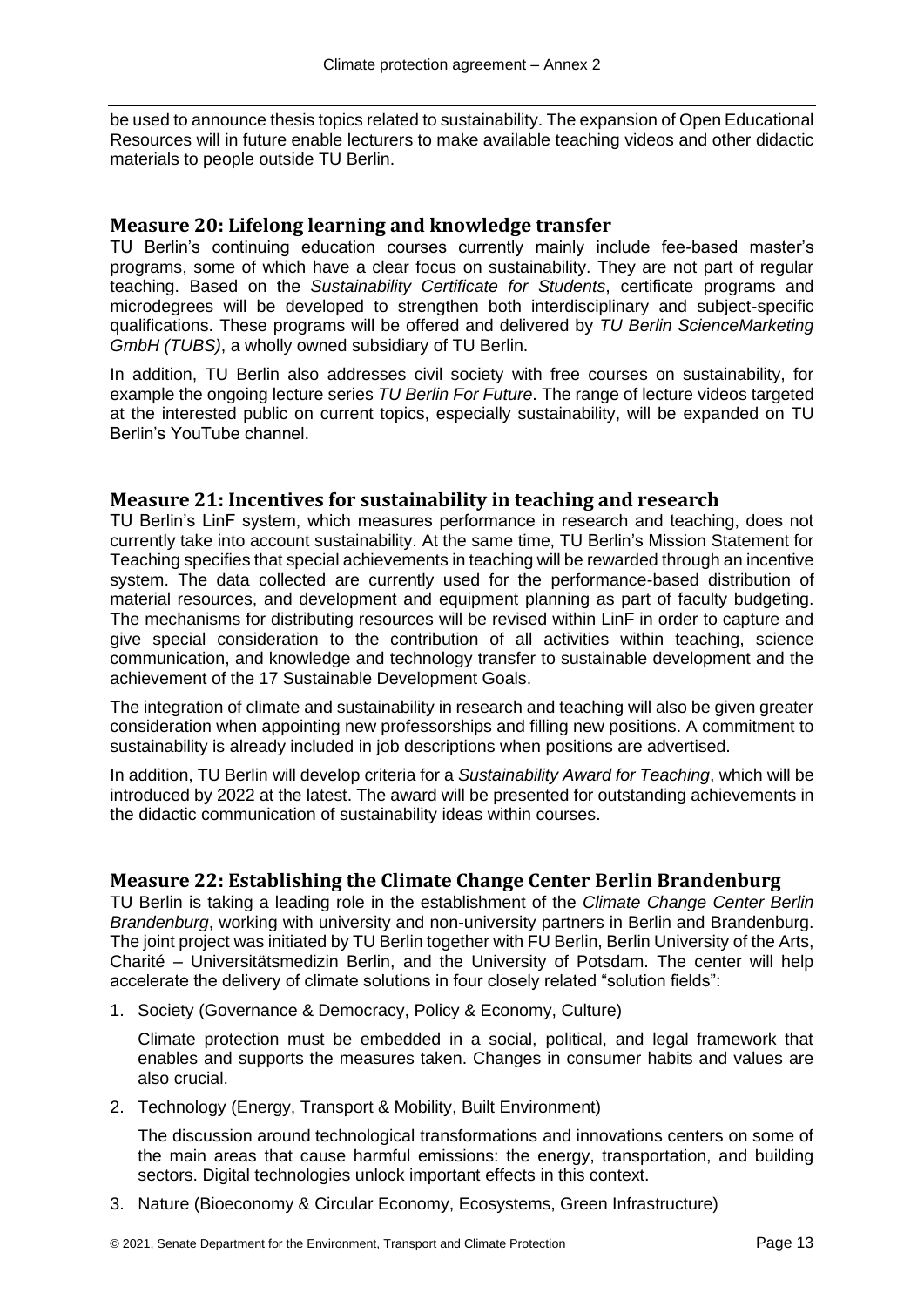be used to announce thesis topics related to sustainability. The expansion of Open Educational Resources will in future enable lecturers to make available teaching videos and other didactic materials to people outside TU Berlin.

## Measure 20: Lifelong learning and knowledge transfer

TU Berlin's continuing education courses currently mainly include fee-based master's programs, some of which have a clear focus on sustainability. They are not part of regular teaching. Based on the *Sustainability Certificate for Students*, certificate programs and microdegrees will be developed to strengthen both interdisciplinary and subject-specific qualifications. These programs will be offered and delivered by *TU Berlin ScienceMarketing GmbH (TUBS)*, a wholly owned subsidiary of TU Berlin.

In addition, TU Berlin also addresses civil society with free courses on sustainability, for example the ongoing lecture series *TU Berlin For Future*. The range of lecture videos targeted at the interested public on current topics, especially sustainability, will be expanded on TU Berlin's YouTube channel.

## Measure 21: Incentives for sustainability in teaching and research

TU Berlin's LinF system, which measures performance in research and teaching, does not currently take into account sustainability. At the same time, TU Berlin's Mission Statement for Teaching specifies that special achievements in teaching will be rewarded through an incentive system. The data collected are currently used for the performance-based distribution of material resources, and development and equipment planning as part of faculty budgeting. The mechanisms for distributing resources will be revised within LinF in order to capture and give special consideration to the contribution of all activities within teaching, science communication, and knowledge and technology transfer to sustainable development and the achievement of the 17 Sustainable Development Goals.

The integration of climate and sustainability in research and teaching will also be given greater consideration when appointing new professorships and filling new positions. A commitment to sustainability is already included in job descriptions when positions are advertised.

In addition, TU Berlin will develop criteria for a *Sustainability Award for Teaching*, which will be introduced by 2022 at the latest. The award will be presented for outstanding achievements in the didactic communication of sustainability ideas within courses.

## Measure 22: Establishing the Climate Change Center Berlin Brandenburg

TU Berlin is taking a leading role in the establishment of the *Climate Change Center Berlin Brandenburg*, working with university and non-university partners in Berlin and Brandenburg. The joint project was initiated by TU Berlin together with FU Berlin, Berlin University of the Arts, Charité – Universitätsmedizin Berlin, and the University of Potsdam. The center will help accelerate the delivery of climate solutions in four closely related "solution fields":

1. Society (Governance & Democracy, Policy & Economy, Culture)

   Climate protection must be embedded in a social, political, and legal framework that enables and supports the measures taken. Changes in consumer habits and values are also crucial.

2. Technology (Energy, Transport & Mobility, Built Environment)

   The discussion around technological transformations and innovations centers on some of the main areas that cause harmful emissions: the energy, transportation, and building sectors. Digital technologies unlock important effects in this context.

3. Nature (Bioeconomy & Circular Economy, Ecosystems, Green Infrastructure)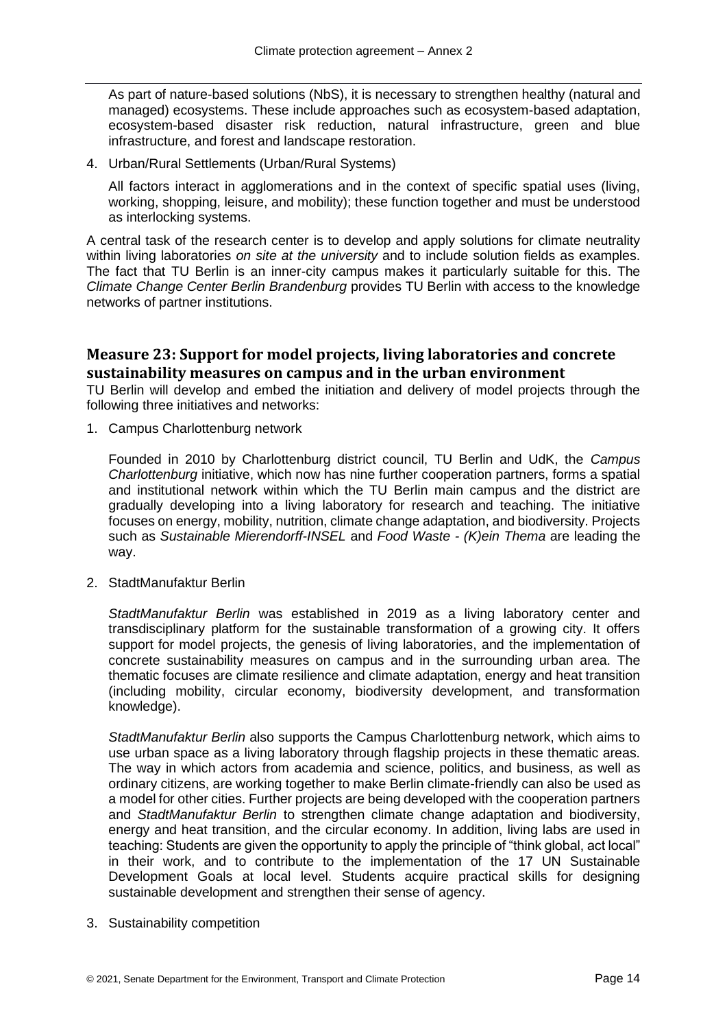As part of nature-based solutions (NbS), it is necessary to strengthen healthy (natural and managed) ecosystems. These include approaches such as ecosystem-based adaptation, ecosystem-based disaster risk reduction, natural infrastructure, green and blue infrastructure, and forest and landscape restoration.

4. Urban/Rural Settlements (Urban/Rural Systems)

   All factors interact in agglomerations and in the context of specific spatial uses (living, working, shopping, leisure, and mobility); these function together and must be understood as interlocking systems.

A central task of the research center is to develop and apply solutions for climate neutrality within living laboratories *on site at the university* and to include solution fields as examples. The fact that TU Berlin is an inner-city campus makes it particularly suitable for this. The *Climate Change Center Berlin Brandenburg* provides TU Berlin with access to the knowledge networks of partner institutions.

## Measure 23: Support for model projects, living laboratories and concrete sustainability measures on campus and in the urban environment

TU Berlin will develop and embed the initiation and delivery of model projects through the following three initiatives and networks:

1. Campus Charlottenburg network

   Founded in 2010 by Charlottenburg district council, TU Berlin and UdK, the *Campus Charlottenburg* initiative, which now has nine further cooperation partners, forms a spatial and institutional network within which the TU Berlin main campus and the district are gradually developing into a living laboratory for research and teaching. The initiative focuses on energy, mobility, nutrition, climate change adaptation, and biodiversity. Projects such as *Sustainable Mierendorff-INSEL* and *Food Waste - (K)ein Thema* are leading the way.

2. StadtManufaktur Berlin

   *StadtManufaktur Berlin* was established in 2019 as a living laboratory center and transdisciplinary platform for the sustainable transformation of a growing city. It offers support for model projects, the genesis of living laboratories, and the implementation of concrete sustainability measures on campus and in the surrounding urban area. The thematic focuses are climate resilience and climate adaptation, energy and heat transition (including mobility, circular economy, biodiversity development, and transformation knowledge).

   *StadtManufaktur Berlin* also supports the Campus Charlottenburg network, which aims to use urban space as a living laboratory through flagship projects in these thematic areas. The way in which actors from academia and science, politics, and business, as well as ordinary citizens, are working together to make Berlin climate-friendly can also be used as a model for other cities. Further projects are being developed with the cooperation partners and *StadtManufaktur Berlin* to strengthen climate change adaptation and biodiversity, energy and heat transition, and the circular economy. In addition, living labs are used in teaching: Students are given the opportunity to apply the principle of "think global, act local" in their work, and to contribute to the implementation of the 17 UN Sustainable Development Goals at local level. Students acquire practical skills for designing sustainable development and strengthen their sense of agency.

3. Sustainability competition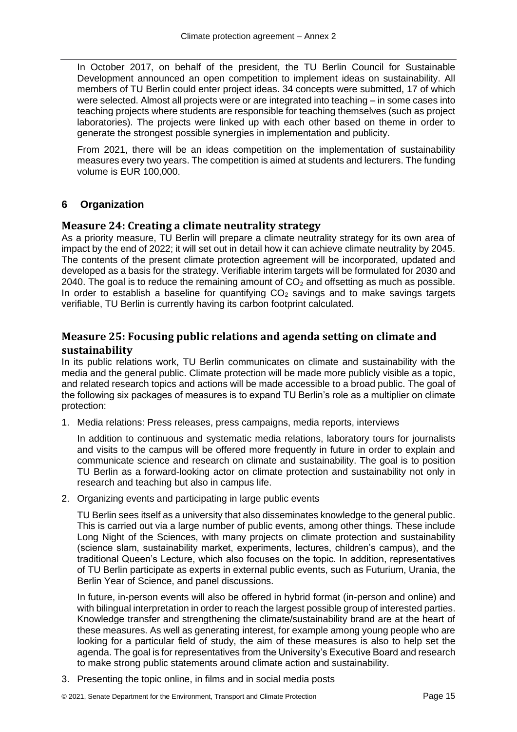In October 2017, on behalf of the president, the TU Berlin Council for Sustainable Development announced an open competition to implement ideas on sustainability. All members of TU Berlin could enter project ideas. 34 concepts were submitted, 17 of which were selected. Almost all projects were or are integrated into teaching – in some cases into teaching projects where students are responsible for teaching themselves (such as project laboratories). The projects were linked up with each other based on theme in order to generate the strongest possible synergies in implementation and publicity.

From 2021, there will be an ideas competition on the implementation of sustainability measures every two years. The competition is aimed at students and lecturers. The funding volume is EUR 100,000.

## 6 Organization

### Measure 24: Creating a climate neutrality strategy

As a priority measure, TU Berlin will prepare a climate neutrality strategy for its own area of impact by the end of 2022; it will set out in detail how it can achieve climate neutrality by 2045. The contents of the present climate protection agreement will be incorporated, updated and developed as a basis for the strategy. Verifiable interim targets will be formulated for 2030 and 2040. The goal is to reduce the remaining amount of $CO_2$ and offsetting as much as possible. In order to establish a baseline for quantifying $CO_2$ savings and to make savings targets verifiable, TU Berlin is currently having its carbon footprint calculated.

### Measure 25: Focusing public relations and agenda setting on climate and sustainability

In its public relations work, TU Berlin communicates on climate and sustainability with the media and the general public. Climate protection will be made more publicly visible as a topic, and related research topics and actions will be made accessible to a broad public. The goal of the following six packages of measures is to expand TU Berlin's role as a multiplier on climate protection:

1. Media relations: Press releases, press campaigns, media reports, interviews

   In addition to continuous and systematic media relations, laboratory tours for journalists and visits to the campus will be offered more frequently in future in order to explain and communicate science and research on climate and sustainability. The goal is to position TU Berlin as a forward-looking actor on climate protection and sustainability not only in research and teaching but also in campus life.

2. Organizing events and participating in large public events

   TU Berlin sees itself as a university that also disseminates knowledge to the general public. This is carried out via a large number of public events, among other things. These include Long Night of the Sciences, with many projects on climate protection and sustainability (science slam, sustainability market, experiments, lectures, children's campus), and the traditional Queen's Lecture, which also focuses on the topic. In addition, representatives of TU Berlin participate as experts in external public events, such as Futurium, Urania, the Berlin Year of Science, and panel discussions.

   In future, in-person events will also be offered in hybrid format (in-person and online) and with bilingual interpretation in order to reach the largest possible group of interested parties. Knowledge transfer and strengthening the climate/sustainability brand are at the heart of these measures. As well as generating interest, for example among young people who are looking for a particular field of study, the aim of these measures is also to help set the agenda. The goal is for representatives from the University's Executive Board and research to make strong public statements around climate action and sustainability.

3. Presenting the topic online, in films and in social media posts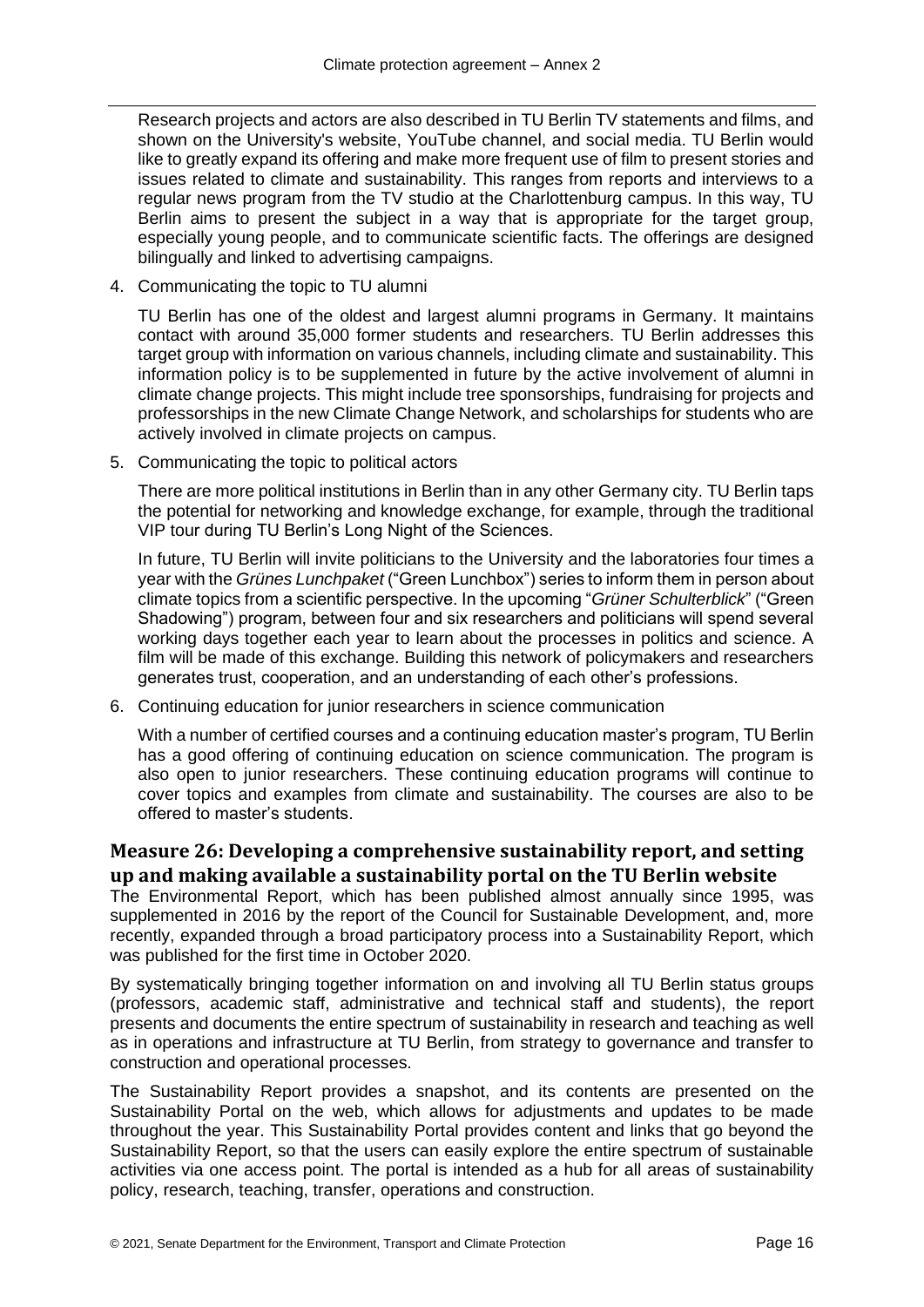Research projects and actors are also described in TU Berlin TV statements and films, and shown on the University's website, YouTube channel, and social media. TU Berlin would like to greatly expand its offering and make more frequent use of film to present stories and issues related to climate and sustainability. This ranges from reports and interviews to a regular news program from the TV studio at the Charlottenburg campus. In this way, TU Berlin aims to present the subject in a way that is appropriate for the target group, especially young people, and to communicate scientific facts. The offerings are designed bilingually and linked to advertising campaigns.

4. Communicating the topic to TU alumni

   TU Berlin has one of the oldest and largest alumni programs in Germany. It maintains contact with around 35,000 former students and researchers. TU Berlin addresses this target group with information on various channels, including climate and sustainability. This information policy is to be supplemented in future by the active involvement of alumni in climate change projects. This might include tree sponsorships, fundraising for projects and professorships in the new Climate Change Network, and scholarships for students who are actively involved in climate projects on campus.

5. Communicating the topic to political actors

   There are more political institutions in Berlin than in any other Germany city. TU Berlin taps the potential for networking and knowledge exchange, for example, through the traditional VIP tour during TU Berlin's Long Night of the Sciences.

   In future, TU Berlin will invite politicians to the University and the laboratories four times a year with the *Grünes Lunchpaket* ("Green Lunchbox") series to inform them in person about climate topics from a scientific perspective. In the upcoming "*Grüner Schulterblick*" ("Green Shadowing") program, between four and six researchers and politicians will spend several working days together each year to learn about the processes in politics and science. A film will be made of this exchange. Building this network of policymakers and researchers generates trust, cooperation, and an understanding of each other's professions.

6. Continuing education for junior researchers in science communication

   With a number of certified courses and a continuing education master's program, TU Berlin has a good offering of continuing education on science communication. The program is also open to junior researchers. These continuing education programs will continue to cover topics and examples from climate and sustainability. The courses are also to be offered to master's students.

## Measure 26: Developing a comprehensive sustainability report, and setting up and making available a sustainability portal on the TU Berlin website

The Environmental Report, which has been published almost annually since 1995, was supplemented in 2016 by the report of the Council for Sustainable Development, and, more recently, expanded through a broad participatory process into a Sustainability Report, which was published for the first time in October 2020.

By systematically bringing together information on and involving all TU Berlin status groups (professors, academic staff, administrative and technical staff and students), the report presents and documents the entire spectrum of sustainability in research and teaching as well as in operations and infrastructure at TU Berlin, from strategy to governance and transfer to construction and operational processes.

The Sustainability Report provides a snapshot, and its contents are presented on the Sustainability Portal on the web, which allows for adjustments and updates to be made throughout the year. This Sustainability Portal provides content and links that go beyond the Sustainability Report, so that the users can easily explore the entire spectrum of sustainable activities via one access point. The portal is intended as a hub for all areas of sustainability policy, research, teaching, transfer, operations and construction.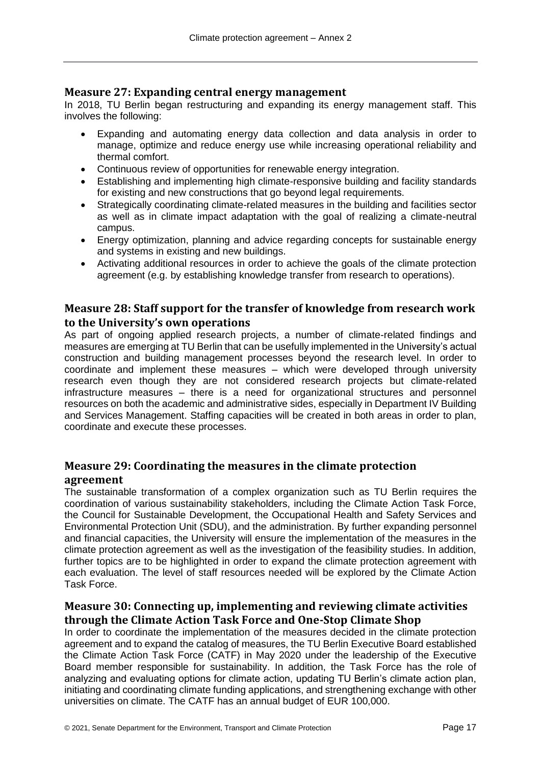## Measure 27: Expanding central energy management

In 2018, TU Berlin began restructuring and expanding its energy management staff. This involves the following:

- Expanding and automating energy data collection and data analysis in order to manage, optimize and reduce energy use while increasing operational reliability and thermal comfort.
- Continuous review of opportunities for renewable energy integration.
- Establishing and implementing high climate-responsive building and facility standards for existing and new constructions that go beyond legal requirements.
- Strategically coordinating climate-related measures in the building and facilities sector as well as in climate impact adaptation with the goal of realizing a climate-neutral campus.
- Energy optimization, planning and advice regarding concepts for sustainable energy and systems in existing and new buildings.
- Activating additional resources in order to achieve the goals of the climate protection agreement (e.g. by establishing knowledge transfer from research to operations).

## Measure 28: Staff support for the transfer of knowledge from research work to the University's own operations

As part of ongoing applied research projects, a number of climate-related findings and measures are emerging at TU Berlin that can be usefully implemented in the University's actual construction and building management processes beyond the research level. In order to coordinate and implement these measures – which were developed through university research even though they are not considered research projects but climate-related infrastructure measures – there is a need for organizational structures and personnel resources on both the academic and administrative sides, especially in Department IV Building and Services Management. Staffing capacities will be created in both areas in order to plan, coordinate and execute these processes.

## Measure 29: Coordinating the measures in the climate protection agreement

The sustainable transformation of a complex organization such as TU Berlin requires the coordination of various sustainability stakeholders, including the Climate Action Task Force, the Council for Sustainable Development, the Occupational Health and Safety Services and Environmental Protection Unit (SDU), and the administration. By further expanding personnel and financial capacities, the University will ensure the implementation of the measures in the climate protection agreement as well as the investigation of the feasibility studies. In addition, further topics are to be highlighted in order to expand the climate protection agreement with each evaluation. The level of staff resources needed will be explored by the Climate Action Task Force.

## Measure 30: Connecting up, implementing and reviewing climate activities through the Climate Action Task Force and One-Stop Climate Shop

In order to coordinate the implementation of the measures decided in the climate protection agreement and to expand the catalog of measures, the TU Berlin Executive Board established the Climate Action Task Force (CATF) in May 2020 under the leadership of the Executive Board member responsible for sustainability. In addition, the Task Force has the role of analyzing and evaluating options for climate action, updating TU Berlin's climate action plan, initiating and coordinating climate funding applications, and strengthening exchange with other universities on climate. The CATF has an annual budget of EUR 100,000.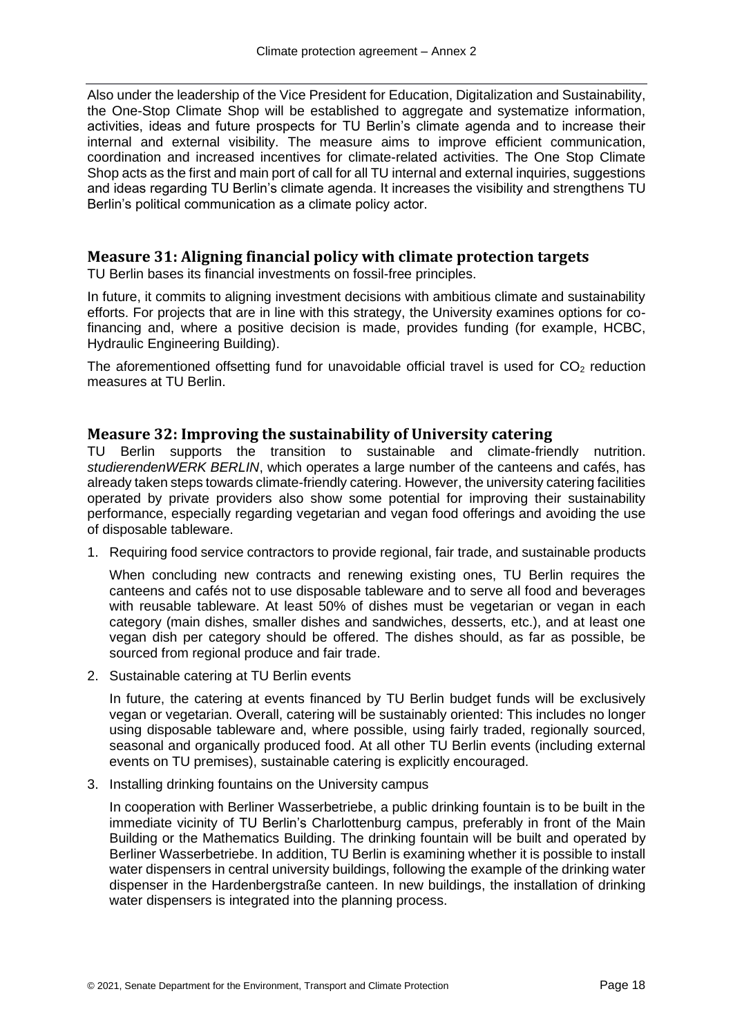Also under the leadership of the Vice President for Education, Digitalization and Sustainability, the One-Stop Climate Shop will be established to aggregate and systematize information, activities, ideas and future prospects for TU Berlin's climate agenda and to increase their internal and external visibility. The measure aims to improve efficient communication, coordination and increased incentives for climate-related activities. The One Stop Climate Shop acts as the first and main port of call for all TU internal and external inquiries, suggestions and ideas regarding TU Berlin's climate agenda. It increases the visibility and strengthens TU Berlin's political communication as a climate policy actor.

## Measure 31: Aligning financial policy with climate protection targets

TU Berlin bases its financial investments on fossil-free principles.

In future, it commits to aligning investment decisions with ambitious climate and sustainability efforts. For projects that are in line with this strategy, the University examines options for co-financing and, where a positive decision is made, provides funding (for example, HCBC, Hydraulic Engineering Building).

The aforementioned offsetting fund for unavoidable official travel is used for $CO_2$ reduction measures at TU Berlin.

## Measure 32: Improving the sustainability of University catering

TU Berlin supports the transition to sustainable and climate-friendly nutrition. *studierendenWERK BERLIN*, which operates a large number of the canteens and cafés, has already taken steps towards climate-friendly catering. However, the university catering facilities operated by private providers also show some potential for improving their sustainability performance, especially regarding vegetarian and vegan food offerings and avoiding the use of disposable tableware.

1. Requiring food service contractors to provide regional, fair trade, and sustainable products

   When concluding new contracts and renewing existing ones, TU Berlin requires the canteens and cafés not to use disposable tableware and to serve all food and beverages with reusable tableware. At least 50% of dishes must be vegetarian or vegan in each category (main dishes, smaller dishes and sandwiches, desserts, etc.), and at least one vegan dish per category should be offered. The dishes should, as far as possible, be sourced from regional produce and fair trade.

2. Sustainable catering at TU Berlin events

   In future, the catering at events financed by TU Berlin budget funds will be exclusively vegan or vegetarian. Overall, catering will be sustainably oriented: This includes no longer using disposable tableware and, where possible, using fairly traded, regionally sourced, seasonal and organically produced food. At all other TU Berlin events (including external events on TU premises), sustainable catering is explicitly encouraged.

3. Installing drinking fountains on the University campus

   In cooperation with Berliner Wasserbetriebe, a public drinking fountain is to be built in the immediate vicinity of TU Berlin's Charlottenburg campus, preferably in front of the Main Building or the Mathematics Building. The drinking fountain will be built and operated by Berliner Wasserbetriebe. In addition, TU Berlin is examining whether it is possible to install water dispensers in central university buildings, following the example of the drinking water dispenser in the Hardenbergstraße canteen. In new buildings, the installation of drinking water dispensers is integrated into the planning process.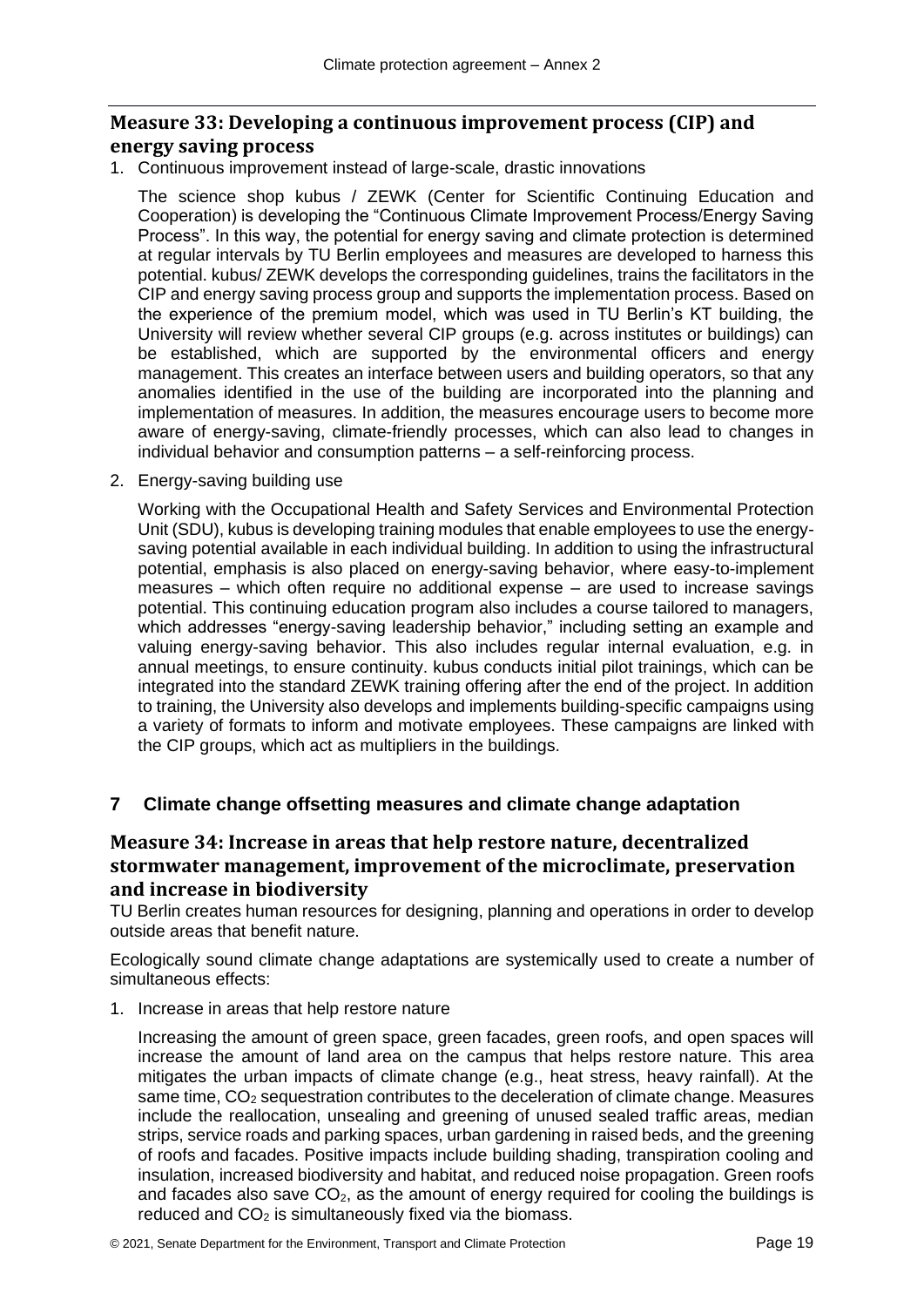### Measure 33: Developing a continuous improvement process (CIP) and energy saving process

1. Continuous improvement instead of large-scale, drastic innovations

   The science shop kubus / ZEWK (Center for Scientific Continuing Education and Cooperation) is developing the "Continuous Climate Improvement Process/Energy Saving Process". In this way, the potential for energy saving and climate protection is determined at regular intervals by TU Berlin employees and measures are developed to harness this potential. kubus/ ZEWK develops the corresponding guidelines, trains the facilitators in the CIP and energy saving process group and supports the implementation process. Based on the experience of the premium model, which was used in TU Berlin's KT building, the University will review whether several CIP groups (e.g. across institutes or buildings) can be established, which are supported by the environmental officers and energy management. This creates an interface between users and building operators, so that any anomalies identified in the use of the building are incorporated into the planning and implementation of measures. In addition, the measures encourage users to become more aware of energy-saving, climate-friendly processes, which can also lead to changes in individual behavior and consumption patterns – a self-reinforcing process.

2. Energy-saving building use

   Working with the Occupational Health and Safety Services and Environmental Protection Unit (SDU), kubus is developing training modules that enable employees to use the energy-saving potential available in each individual building. In addition to using the infrastructural potential, emphasis is also placed on energy-saving behavior, where easy-to-implement measures – which often require no additional expense – are used to increase savings potential. This continuing education program also includes a course tailored to managers, which addresses "energy-saving leadership behavior," including setting an example and valuing energy-saving behavior. This also includes regular internal evaluation, e.g. in annual meetings, to ensure continuity. kubus conducts initial pilot trainings, which can be integrated into the standard ZEWK training offering after the end of the project. In addition to training, the University also develops and implements building-specific campaigns using a variety of formats to inform and motivate employees. These campaigns are linked with the CIP groups, which act as multipliers in the buildings.

## 7 Climate change offsetting measures and climate change adaptation

### Measure 34: Increase in areas that help restore nature, decentralized stormwater management, improvement of the microclimate, preservation and increase in biodiversity

TU Berlin creates human resources for designing, planning and operations in order to develop outside areas that benefit nature.

Ecologically sound climate change adaptations are systemically used to create a number of simultaneous effects:

1. Increase in areas that help restore nature

   Increasing the amount of green space, green facades, green roofs, and open spaces will increase the amount of land area on the campus that helps restore nature. This area mitigates the urban impacts of climate change (e.g., heat stress, heavy rainfall). At the same time, $CO_2$ sequestration contributes to the deceleration of climate change. Measures include the reallocation, unsealing and greening of unused sealed traffic areas, median strips, service roads and parking spaces, urban gardening in raised beds, and the greening of roofs and facades. Positive impacts include building shading, transpiration cooling and insulation, increased biodiversity and habitat, and reduced noise propagation. Green roofs and facades also save $CO_2$, as the amount of energy required for cooling the buildings is reduced and $CO_2$ is simultaneously fixed via the biomass.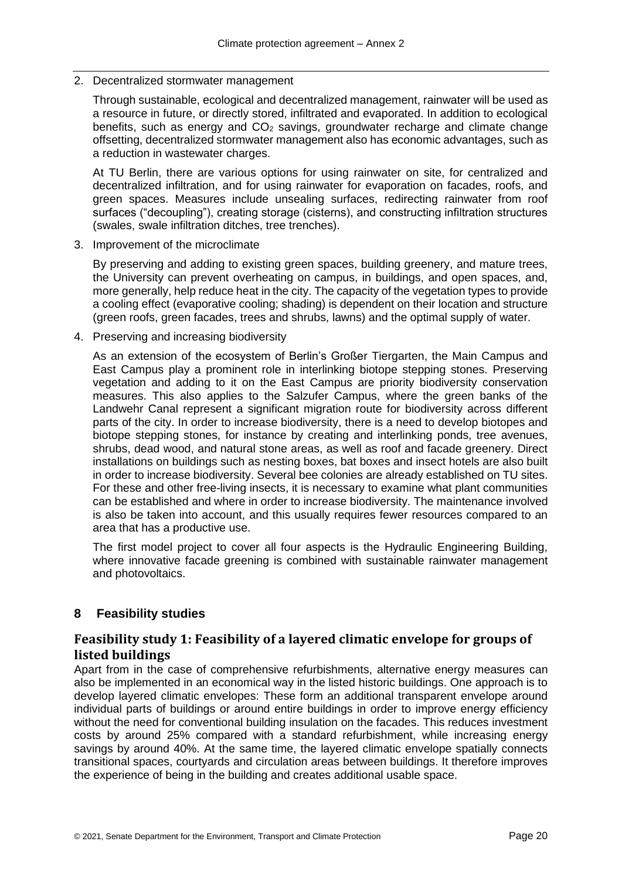2. Decentralized stormwater management

   Through sustainable, ecological and decentralized management, rainwater will be used as a resource in future, or directly stored, infiltrated and evaporated. In addition to ecological benefits, such as energy and $CO_2$ savings, groundwater recharge and climate change offsetting, decentralized stormwater management also has economic advantages, such as a reduction in wastewater charges.

   At TU Berlin, there are various options for using rainwater on site, for centralized and decentralized infiltration, and for using rainwater for evaporation on facades, roofs, and green spaces. Measures include unsealing surfaces, redirecting rainwater from roof surfaces ("decoupling"), creating storage (cisterns), and constructing infiltration structures (swales, swale infiltration ditches, tree trenches).

3. Improvement of the microclimate

   By preserving and adding to existing green spaces, building greenery, and mature trees, the University can prevent overheating on campus, in buildings, and open spaces, and, more generally, help reduce heat in the city. The capacity of the vegetation types to provide a cooling effect (evaporative cooling; shading) is dependent on their location and structure (green roofs, green facades, trees and shrubs, lawns) and the optimal supply of water.

4. Preserving and increasing biodiversity

   As an extension of the ecosystem of Berlin's Großer Tiergarten, the Main Campus and East Campus play a prominent role in interlinking biotope stepping stones. Preserving vegetation and adding to it on the East Campus are priority biodiversity conservation measures. This also applies to the Salzufer Campus, where the green banks of the Landwehr Canal represent a significant migration route for biodiversity across different parts of the city. In order to increase biodiversity, there is a need to develop biotopes and biotope stepping stones, for instance by creating and interlinking ponds, tree avenues, shrubs, dead wood, and natural stone areas, as well as roof and facade greenery. Direct installations on buildings such as nesting boxes, bat boxes and insect hotels are also built in order to increase biodiversity. Several bee colonies are already established on TU sites. For these and other free-living insects, it is necessary to examine what plant communities can be established and where in order to increase biodiversity. The maintenance involved is also be taken into account, and this usually requires fewer resources compared to an area that has a productive use.

   The first model project to cover all four aspects is the Hydraulic Engineering Building, where innovative facade greening is combined with sustainable rainwater management and photovoltaics.

## 8 Feasibility studies

### Feasibility study 1: Feasibility of a layered climatic envelope for groups of listed buildings

Apart from in the case of comprehensive refurbishments, alternative energy measures can also be implemented in an economical way in the listed historic buildings. One approach is to develop layered climatic envelopes: These form an additional transparent envelope around individual parts of buildings or around entire buildings in order to improve energy efficiency without the need for conventional building insulation on the facades. This reduces investment costs by around 25% compared with a standard refurbishment, while increasing energy savings by around 40%. At the same time, the layered climatic envelope spatially connects transitional spaces, courtyards and circulation areas between buildings. It therefore improves the experience of being in the building and creates additional usable space.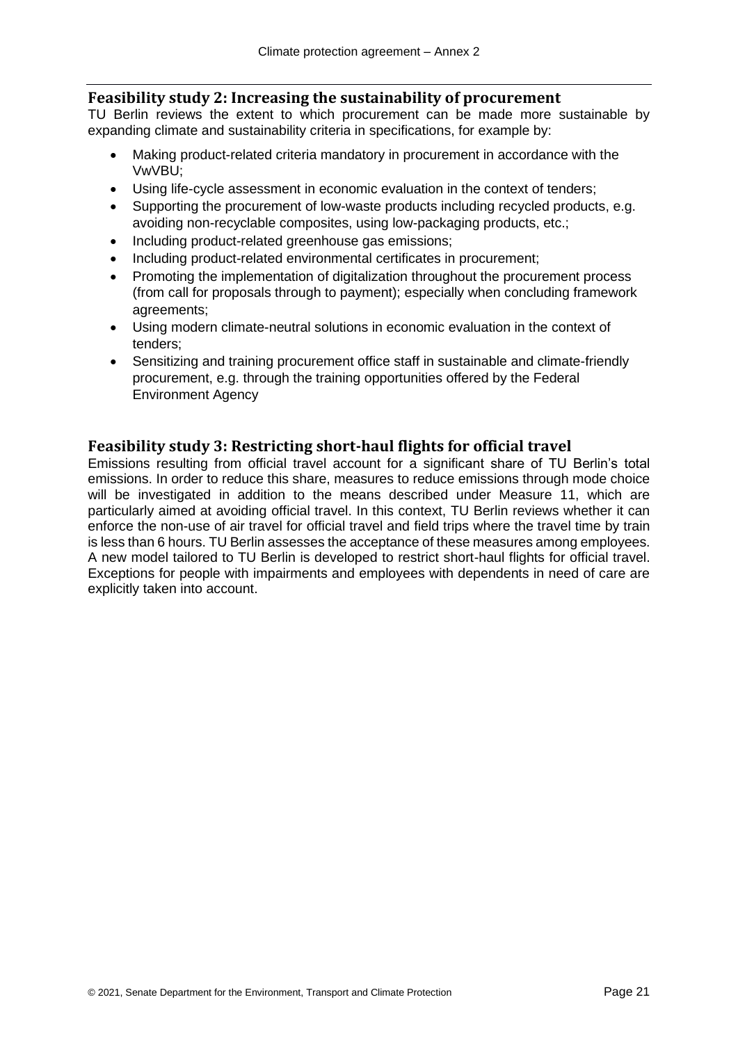## Feasibility study 2: Increasing the sustainability of procurement

TU Berlin reviews the extent to which procurement can be made more sustainable by expanding climate and sustainability criteria in specifications, for example by:

- Making product-related criteria mandatory in procurement in accordance with the VwVBU;
- Using life-cycle assessment in economic evaluation in the context of tenders;
- Supporting the procurement of low-waste products including recycled products, e.g. avoiding non-recyclable composites, using low-packaging products, etc.;
- Including product-related greenhouse gas emissions;
- Including product-related environmental certificates in procurement;
- Promoting the implementation of digitalization throughout the procurement process (from call for proposals through to payment); especially when concluding framework agreements;
- Using modern climate-neutral solutions in economic evaluation in the context of tenders;
- Sensitizing and training procurement office staff in sustainable and climate-friendly procurement, e.g. through the training opportunities offered by the Federal Environment Agency

## Feasibility study 3: Restricting short-haul flights for official travel

Emissions resulting from official travel account for a significant share of TU Berlin's total emissions. In order to reduce this share, measures to reduce emissions through mode choice will be investigated in addition to the means described under Measure 11, which are particularly aimed at avoiding official travel. In this context, TU Berlin reviews whether it can enforce the non-use of air travel for official travel and field trips where the travel time by train is less than 6 hours. TU Berlin assesses the acceptance of these measures among employees. A new model tailored to TU Berlin is developed to restrict short-haul flights for official travel. Exceptions for people with impairments and employees with dependents in need of care are explicitly taken into account.